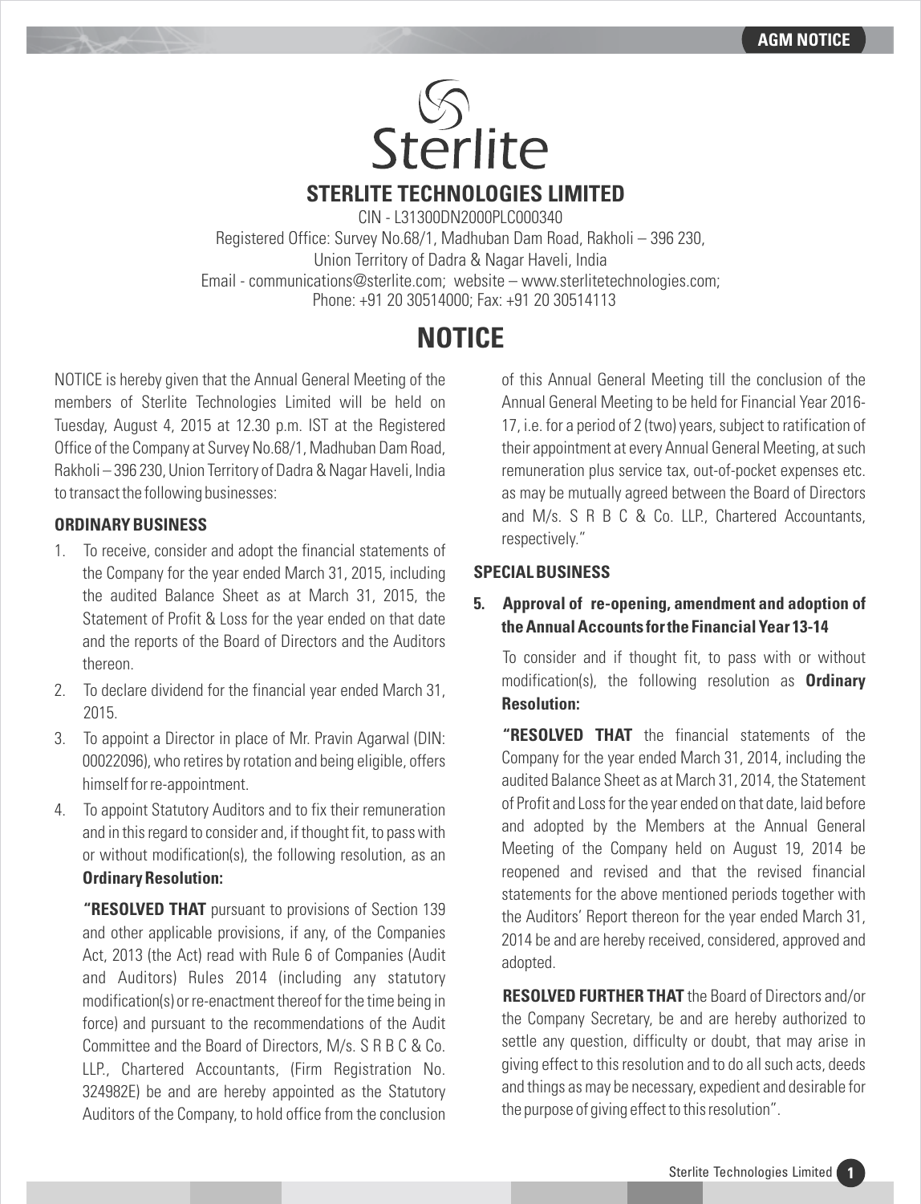# STERLITE TECHNOLOGIES LIMITED

CIN - L31300DN2000PLC000340
Registered Office: Survey No.68/1, Madhuban Dam Road, Rakholi – 396 230,
Union Territory of Dadra & Nagar Haveli, India
Email - communications@sterlite.com; website – www.sterlitetechnologies.com;
Phone: +91 20 30514000; Fax: +91 20 30514113

# NOTICE

NOTICE is hereby given that the Annual General Meeting of the members of Sterlite Technologies Limited will be held on Tuesday, August 4, 2015 at 12.30 p.m. IST at the Registered Office of the Company at Survey No.68/1, Madhuban Dam Road, Rakholi – 396 230, Union Territory of Dadra & Nagar Haveli, India to transact the following businesses:

## ORDINARY BUSINESS

1. To receive, consider and adopt the financial statements of the Company for the year ended March 31, 2015, including the audited Balance Sheet as at March 31, 2015, the Statement of Profit & Loss for the year ended on that date and the reports of the Board of Directors and the Auditors thereon.
2. To declare dividend for the financial year ended March 31, 2015.
3. To appoint a Director in place of Mr. Pravin Agarwal (DIN: 00022096), who retires by rotation and being eligible, offers himself for re-appointment.
4. To appoint Statutory Auditors and to fix their remuneration and in this regard to consider and, if thought fit, to pass with or without modification(s), the following resolution, as an **Ordinary Resolution:**

   **"RESOLVED THAT** pursuant to provisions of Section 139 and other applicable provisions, if any, of the Companies Act, 2013 (the Act) read with Rule 6 of Companies (Audit and Auditors) Rules 2014 (including any statutory modification(s) or re-enactment thereof for the time being in force) and pursuant to the recommendations of the Audit Committee and the Board of Directors, M/s. S R B C & Co. LLP., Chartered Accountants, (Firm Registration No. 324982E) be and are hereby appointed as the Statutory Auditors of the Company, to hold office from the conclusion of this Annual General Meeting till the conclusion of the Annual General Meeting to be held for Financial Year 2016-17, i.e. for a period of 2 (two) years, subject to ratification of their appointment at every Annual General Meeting, at such remuneration plus service tax, out-of-pocket expenses etc. as may be mutually agreed between the Board of Directors and M/s. S R B C & Co. LLP., Chartered Accountants, respectively."

## SPECIAL BUSINESS

5. **Approval of re-opening, amendment and adoption of the Annual Accounts for the Financial Year 13-14**

   To consider and if thought fit, to pass with or without modification(s), the following resolution as **Ordinary Resolution:**

   **"RESOLVED THAT** the financial statements of the Company for the year ended March 31, 2014, including the audited Balance Sheet as at March 31, 2014, the Statement of Profit and Loss for the year ended on that date, laid before and adopted by the Members at the Annual General Meeting of the Company held on August 19, 2014 be reopened and revised and that the revised financial statements for the above mentioned periods together with the Auditors' Report thereon for the year ended March 31, 2014 be and are hereby received, considered, approved and adopted.

   **RESOLVED FURTHER THAT** the Board of Directors and/or the Company Secretary, be and are hereby authorized to settle any question, difficulty or doubt, that may arise in giving effect to this resolution and to do all such acts, deeds and things as may be necessary, expedient and desirable for the purpose of giving effect to this resolution".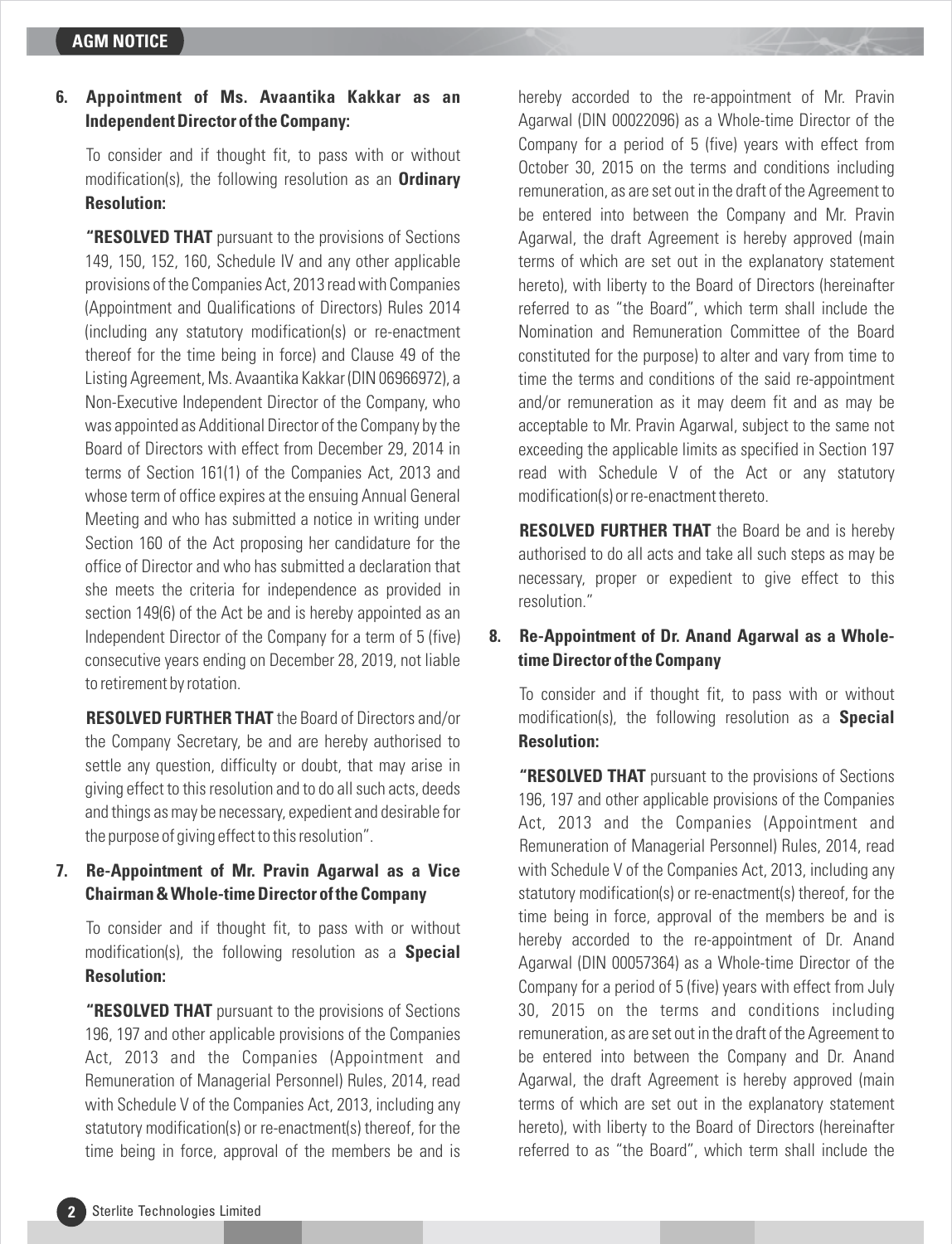**6. Appointment of Ms. Avaantika Kakkar as an Independent Director of the Company:**

To consider and if thought fit, to pass with or without modification(s), the following resolution as an **Ordinary Resolution:**

**"RESOLVED THAT** pursuant to the provisions of Sections 149, 150, 152, 160, Schedule IV and any other applicable provisions of the Companies Act, 2013 read with Companies (Appointment and Qualifications of Directors) Rules 2014 (including any statutory modification(s) or re-enactment thereof for the time being in force) and Clause 49 of the Listing Agreement, Ms. Avaantika Kakkar (DIN 06966972), a Non-Executive Independent Director of the Company, who was appointed as Additional Director of the Company by the Board of Directors with effect from December 29, 2014 in terms of Section 161(1) of the Companies Act, 2013 and whose term of office expires at the ensuing Annual General Meeting and who has submitted a notice in writing under Section 160 of the Act proposing her candidature for the office of Director and who has submitted a declaration that she meets the criteria for independence as provided in section 149(6) of the Act be and is hereby appointed as an Independent Director of the Company for a term of 5 (five) consecutive years ending on December 28, 2019, not liable to retirement by rotation.

**RESOLVED FURTHER THAT** the Board of Directors and/or the Company Secretary, be and are hereby authorised to settle any question, difficulty or doubt, that may arise in giving effect to this resolution and to do all such acts, deeds and things as may be necessary, expedient and desirable for the purpose of giving effect to this resolution".

**7. Re-Appointment of Mr. Pravin Agarwal as a Vice Chairman & Whole-time Director of the Company**

To consider and if thought fit, to pass with or without modification(s), the following resolution as a **Special Resolution:**

**"RESOLVED THAT** pursuant to the provisions of Sections 196, 197 and other applicable provisions of the Companies Act, 2013 and the Companies (Appointment and Remuneration of Managerial Personnel) Rules, 2014, read with Schedule V of the Companies Act, 2013, including any statutory modification(s) or re-enactment(s) thereof, for the time being in force, approval of the members be and is hereby accorded to the re-appointment of Mr. Pravin Agarwal (DIN 00022096) as a Whole-time Director of the Company for a period of 5 (five) years with effect from October 30, 2015 on the terms and conditions including remuneration, as are set out in the draft of the Agreement to be entered into between the Company and Mr. Pravin Agarwal, the draft Agreement is hereby approved (main terms of which are set out in the explanatory statement hereto), with liberty to the Board of Directors (hereinafter referred to as "the Board", which term shall include the Nomination and Remuneration Committee of the Board constituted for the purpose) to alter and vary from time to time the terms and conditions of the said re-appointment and/or remuneration as it may deem fit and as may be acceptable to Mr. Pravin Agarwal, subject to the same not exceeding the applicable limits as specified in Section 197 read with Schedule V of the Act or any statutory modification(s) or re-enactment thereto.

**RESOLVED FURTHER THAT** the Board be and is hereby authorised to do all acts and take all such steps as may be necessary, proper or expedient to give effect to this resolution."

**8. Re-Appointment of Dr. Anand Agarwal as a Whole-time Director of the Company**

To consider and if thought fit, to pass with or without modification(s), the following resolution as a **Special Resolution:**

**"RESOLVED THAT** pursuant to the provisions of Sections 196, 197 and other applicable provisions of the Companies Act, 2013 and the Companies (Appointment and Remuneration of Managerial Personnel) Rules, 2014, read with Schedule V of the Companies Act, 2013, including any statutory modification(s) or re-enactment(s) thereof, for the time being in force, approval of the members be and is hereby accorded to the re-appointment of Dr. Anand Agarwal (DIN 00057364) as a Whole-time Director of the Company for a period of 5 (five) years with effect from July 30, 2015 on the terms and conditions including remuneration, as are set out in the draft of the Agreement to be entered into between the Company and Dr. Anand Agarwal, the draft Agreement is hereby approved (main terms of which are set out in the explanatory statement hereto), with liberty to the Board of Directors (hereinafter referred to as "the Board", which term shall include the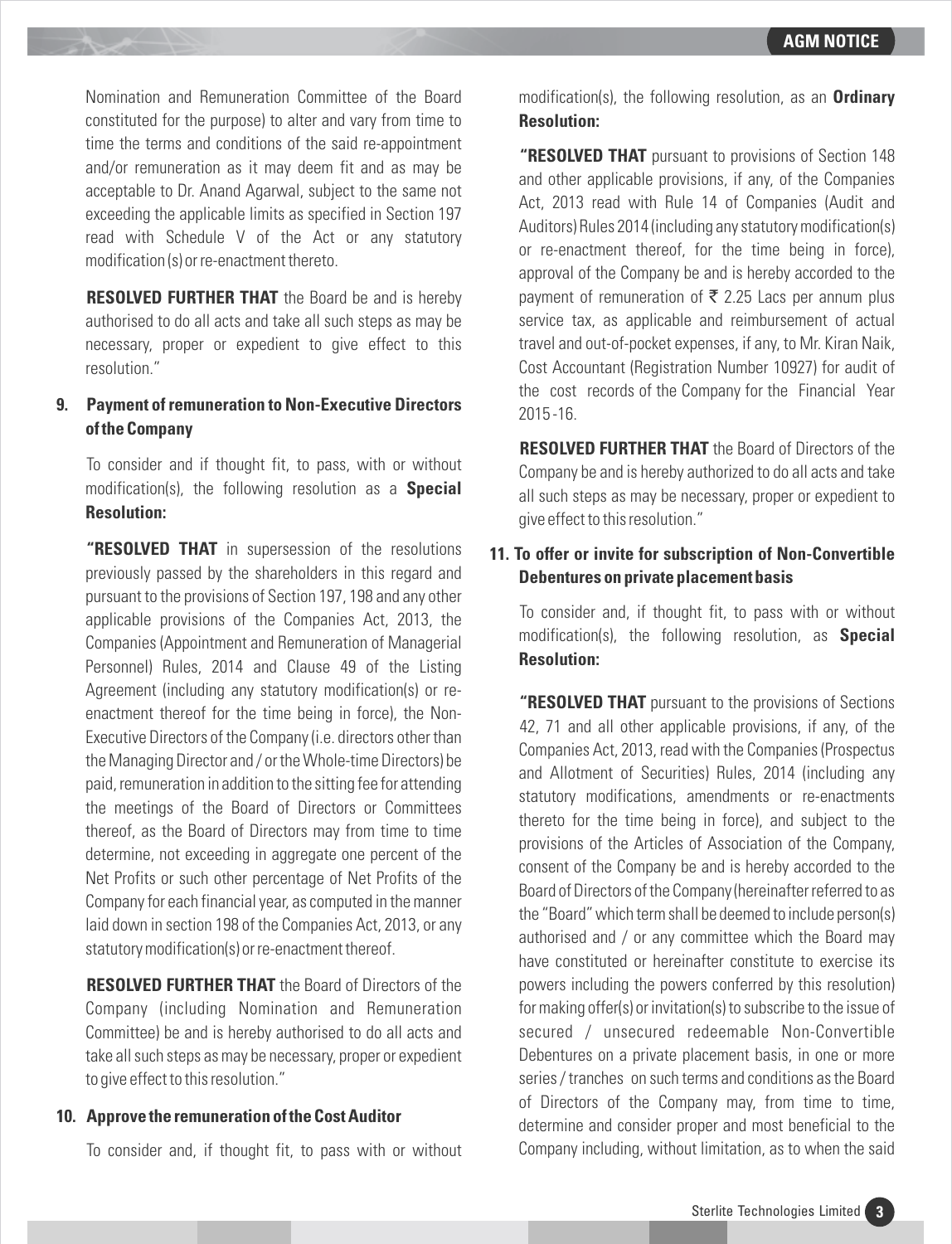Nomination and Remuneration Committee of the Board constituted for the purpose) to alter and vary from time to time the terms and conditions of the said re-appointment and/or remuneration as it may deem fit and as may be acceptable to Dr. Anand Agarwal, subject to the same not exceeding the applicable limits as specified in Section 197 read with Schedule V of the Act or any statutory modification (s) or re-enactment thereto.

**RESOLVED FURTHER THAT** the Board be and is hereby authorised to do all acts and take all such steps as may be necessary, proper or expedient to give effect to this resolution."

**9. Payment of remuneration to Non-Executive Directors of the Company**

To consider and if thought fit, to pass, with or without modification(s), the following resolution as a **Special Resolution:**

**"RESOLVED THAT** in supersession of the resolutions previously passed by the shareholders in this regard and pursuant to the provisions of Section 197, 198 and any other applicable provisions of the Companies Act, 2013, the Companies (Appointment and Remuneration of Managerial Personnel) Rules, 2014 and Clause 49 of the Listing Agreement (including any statutory modification(s) or re-enactment thereof for the time being in force), the Non-Executive Directors of the Company (i.e. directors other than the Managing Director and / or the Whole-time Directors) be paid, remuneration in addition to the sitting fee for attending the meetings of the Board of Directors or Committees thereof, as the Board of Directors may from time to time determine, not exceeding in aggregate one percent of the Net Profits or such other percentage of Net Profits of the Company for each financial year, as computed in the manner laid down in section 198 of the Companies Act, 2013, or any statutory modification(s) or re-enactment thereof.

**RESOLVED FURTHER THAT** the Board of Directors of the Company (including Nomination and Remuneration Committee) be and is hereby authorised to do all acts and take all such steps as may be necessary, proper or expedient to give effect to this resolution."

**10. Approve the remuneration of the Cost Auditor**

To consider and, if thought fit, to pass with or without modification(s), the following resolution, as an **Ordinary Resolution:**

**"RESOLVED THAT** pursuant to provisions of Section 148 and other applicable provisions, if any, of the Companies Act, 2013 read with Rule 14 of Companies (Audit and Auditors) Rules 2014 (including any statutory modification(s) or re-enactment thereof, for the time being in force), approval of the Company be and is hereby accorded to the payment of remuneration of ₹ 2.25 Lacs per annum plus service tax, as applicable and reimbursement of actual travel and out-of-pocket expenses, if any, to Mr. Kiran Naik, Cost Accountant (Registration Number 10927) for audit of the cost records of the Company for the Financial Year 2015-16.

**RESOLVED FURTHER THAT** the Board of Directors of the Company be and is hereby authorized to do all acts and take all such steps as may be necessary, proper or expedient to give effect to this resolution."

**11. To offer or invite for subscription of Non-Convertible Debentures on private placement basis**

To consider and, if thought fit, to pass with or without modification(s), the following resolution, as **Special Resolution:**

**"RESOLVED THAT** pursuant to the provisions of Sections 42, 71 and all other applicable provisions, if any, of the Companies Act, 2013, read with the Companies (Prospectus and Allotment of Securities) Rules, 2014 (including any statutory modifications, amendments or re-enactments thereto for the time being in force), and subject to the provisions of the Articles of Association of the Company, consent of the Company be and is hereby accorded to the Board of Directors of the Company (hereinafter referred to as the "Board" which term shall be deemed to include person(s) authorised and / or any committee which the Board may have constituted or hereinafter constitute to exercise its powers including the powers conferred by this resolution) for making offer(s) or invitation(s) to subscribe to the issue of secured / unsecured redeemable Non-Convertible Debentures on a private placement basis, in one or more series / tranches on such terms and conditions as the Board of Directors of the Company may, from time to time, determine and consider proper and most beneficial to the Company including, without limitation, as to when the said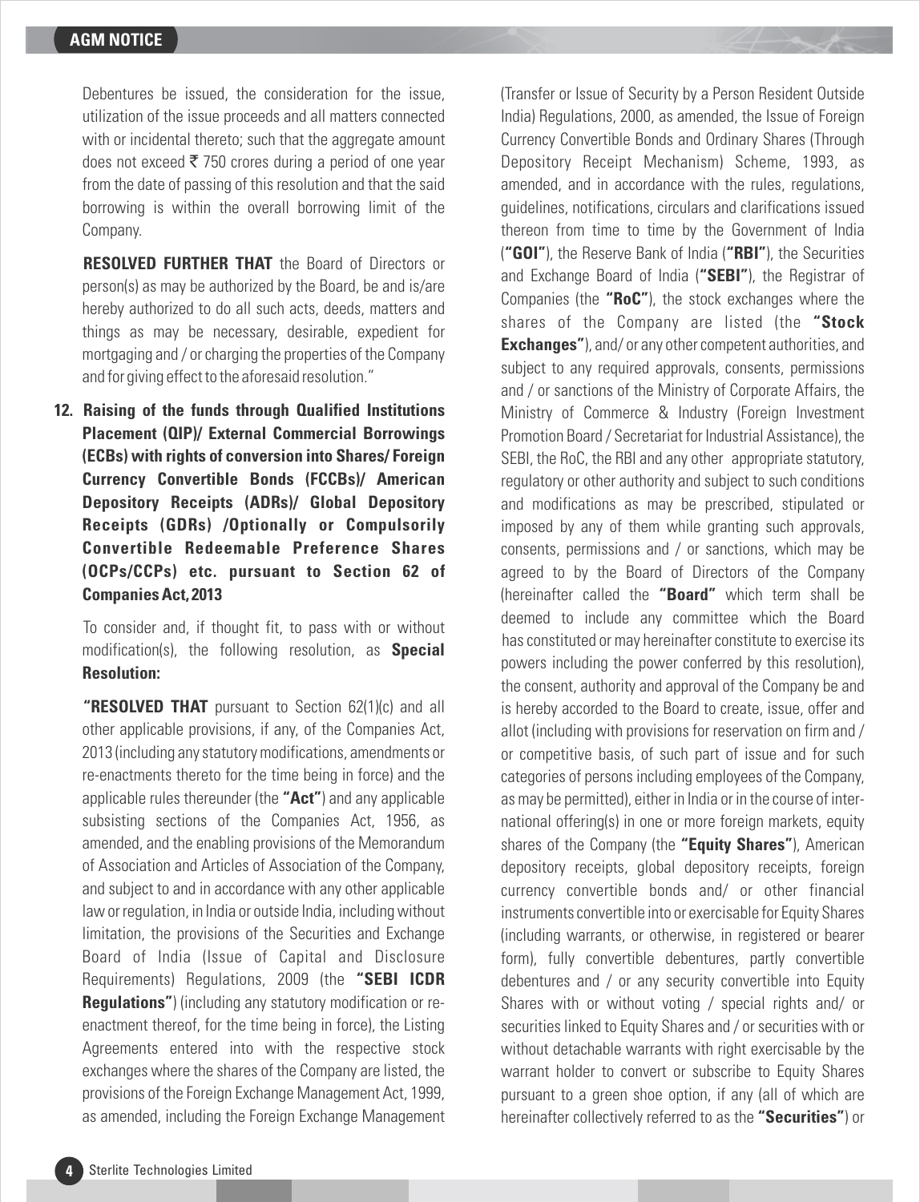Debentures be issued, the consideration for the issue, utilization of the issue proceeds and all matters connected with or incidental thereto; such that the aggregate amount does not exceed ₹ 750 crores during a period of one year from the date of passing of this resolution and that the said borrowing is within the overall borrowing limit of the Company.

**RESOLVED FURTHER THAT** the Board of Directors or person(s) as may be authorized by the Board, be and is/are hereby authorized to do all such acts, deeds, matters and things as may be necessary, desirable, expedient for mortgaging and / or charging the properties of the Company and for giving effect to the aforesaid resolution."

**12. Raising of the funds through Qualified Institutions Placement (QIP)/ External Commercial Borrowings (ECBs) with rights of conversion into Shares/ Foreign Currency Convertible Bonds (FCCBs)/ American Depository Receipts (ADRs)/ Global Depository Receipts (GDRs) /Optionally or Compulsorily Convertible Redeemable Preference Shares (OCPs/CCPs) etc. pursuant to Section 62 of Companies Act, 2013**

To consider and, if thought fit, to pass with or without modification(s), the following resolution, as **Special Resolution:**

**"RESOLVED THAT** pursuant to Section 62(1)(c) and all other applicable provisions, if any, of the Companies Act, 2013 (including any statutory modifications, amendments or re-enactments thereto for the time being in force) and the applicable rules thereunder (the **"Act"**) and any applicable subsisting sections of the Companies Act, 1956, as amended, and the enabling provisions of the Memorandum of Association and Articles of Association of the Company, and subject to and in accordance with any other applicable law or regulation, in India or outside India, including without limitation, the provisions of the Securities and Exchange Board of India (Issue of Capital and Disclosure Requirements) Regulations, 2009 (the **"SEBI ICDR Regulations"**) (including any statutory modification or re-enactment thereof, for the time being in force), the Listing Agreements entered into with the respective stock exchanges where the shares of the Company are listed, the provisions of the Foreign Exchange Management Act, 1999, as amended, including the Foreign Exchange Management (Transfer or Issue of Security by a Person Resident Outside India) Regulations, 2000, as amended, the Issue of Foreign Currency Convertible Bonds and Ordinary Shares (Through Depository Receipt Mechanism) Scheme, 1993, as amended, and in accordance with the rules, regulations, guidelines, notifications, circulars and clarifications issued thereon from time to time by the Government of India (**"GOI"**), the Reserve Bank of India (**"RBI"**), the Securities and Exchange Board of India (**"SEBI"**), the Registrar of Companies (the **"RoC"**), the stock exchanges where the shares of the Company are listed (the **"Stock Exchanges"**), and/ or any other competent authorities, and subject to any required approvals, consents, permissions and / or sanctions of the Ministry of Corporate Affairs, the Ministry of Commerce & Industry (Foreign Investment Promotion Board / Secretariat for Industrial Assistance), the SEBI, the RoC, the RBI and any other appropriate statutory, regulatory or other authority and subject to such conditions and modifications as may be prescribed, stipulated or imposed by any of them while granting such approvals, consents, permissions and / or sanctions, which may be agreed to by the Board of Directors of the Company (hereinafter called the **"Board"** which term shall be deemed to include any committee which the Board has constituted or may hereinafter constitute to exercise its powers including the power conferred by this resolution), the consent, authority and approval of the Company be and is hereby accorded to the Board to create, issue, offer and allot (including with provisions for reservation on firm and / or competitive basis, of such part of issue and for such categories of persons including employees of the Company, as may be permitted), either in India or in the course of international offering(s) in one or more foreign markets, equity shares of the Company (the **"Equity Shares"**), American depository receipts, global depository receipts, foreign currency convertible bonds and/ or other financial instruments convertible into or exercisable for Equity Shares (including warrants, or otherwise, in registered or bearer form), fully convertible debentures, partly convertible debentures and / or any security convertible into Equity Shares with or without voting / special rights and/ or securities linked to Equity Shares and / or securities with or without detachable warrants with right exercisable by the warrant holder to convert or subscribe to Equity Shares pursuant to a green shoe option, if any (all of which are hereinafter collectively referred to as the **"Securities"**) or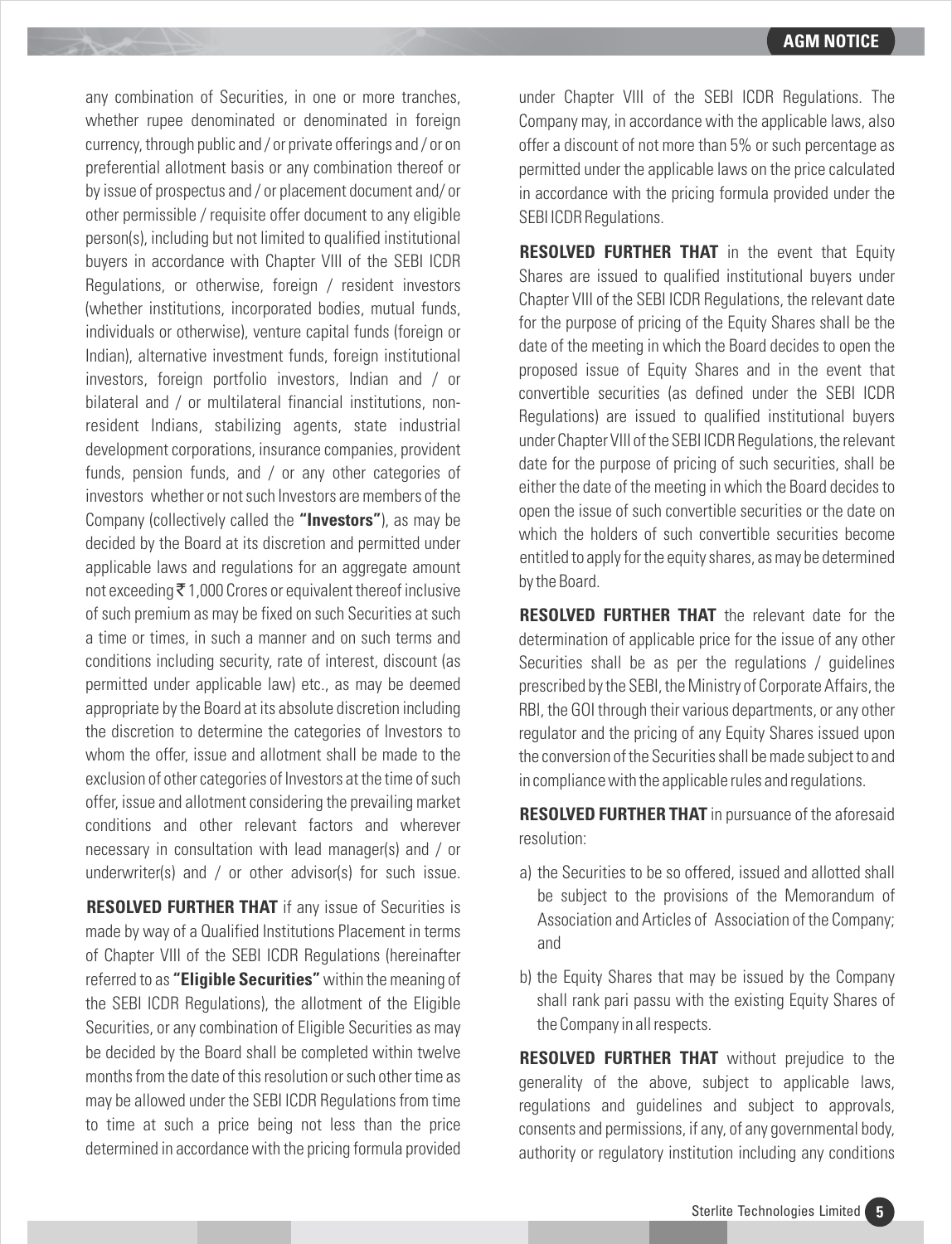any combination of Securities, in one or more tranches, whether rupee denominated or denominated in foreign currency, through public and / or private offerings and / or on preferential allotment basis or any combination thereof or by issue of prospectus and / or placement document and/ or other permissible / requisite offer document to any eligible person(s), including but not limited to qualified institutional buyers in accordance with Chapter VIII of the SEBI ICDR Regulations, or otherwise, foreign / resident investors (whether institutions, incorporated bodies, mutual funds, individuals or otherwise), venture capital funds (foreign or Indian), alternative investment funds, foreign institutional investors, foreign portfolio investors, Indian and / or bilateral and / or multilateral financial institutions, non-resident Indians, stabilizing agents, state industrial development corporations, insurance companies, provident funds, pension funds, and / or any other categories of investors whether or not such Investors are members of the Company (collectively called the **"Investors"**), as may be decided by the Board at its discretion and permitted under applicable laws and regulations for an aggregate amount not exceeding ₹ 1,000 Crores or equivalent thereof inclusive of such premium as may be fixed on such Securities at such a time or times, in such a manner and on such terms and conditions including security, rate of interest, discount (as permitted under applicable law) etc., as may be deemed appropriate by the Board at its absolute discretion including the discretion to determine the categories of Investors to whom the offer, issue and allotment shall be made to the exclusion of other categories of Investors at the time of such offer, issue and allotment considering the prevailing market conditions and other relevant factors and wherever necessary in consultation with lead manager(s) and / or underwriter(s) and / or other advisor(s) for such issue.

**RESOLVED FURTHER THAT** if any issue of Securities is made by way of a Qualified Institutions Placement in terms of Chapter VIII of the SEBI ICDR Regulations (hereinafter referred to as **"Eligible Securities"** within the meaning of the SEBI ICDR Regulations), the allotment of the Eligible Securities, or any combination of Eligible Securities as may be decided by the Board shall be completed within twelve months from the date of this resolution or such other time as may be allowed under the SEBI ICDR Regulations from time to time at such a price being not less than the price determined in accordance with the pricing formula provided under Chapter VIII of the SEBI ICDR Regulations. The Company may, in accordance with the applicable laws, also offer a discount of not more than 5% or such percentage as permitted under the applicable laws on the price calculated in accordance with the pricing formula provided under the SEBI ICDR Regulations.

**RESOLVED FURTHER THAT** in the event that Equity Shares are issued to qualified institutional buyers under Chapter VIII of the SEBI ICDR Regulations, the relevant date for the purpose of pricing of the Equity Shares shall be the date of the meeting in which the Board decides to open the proposed issue of Equity Shares and in the event that convertible securities (as defined under the SEBI ICDR Regulations) are issued to qualified institutional buyers under Chapter VIII of the SEBI ICDR Regulations, the relevant date for the purpose of pricing of such securities, shall be either the date of the meeting in which the Board decides to open the issue of such convertible securities or the date on which the holders of such convertible securities become entitled to apply for the equity shares, as may be determined by the Board.

**RESOLVED FURTHER THAT** the relevant date for the determination of applicable price for the issue of any other Securities shall be as per the regulations / guidelines prescribed by the SEBI, the Ministry of Corporate Affairs, the RBI, the GOI through their various departments, or any other regulator and the pricing of any Equity Shares issued upon the conversion of the Securities shall be made subject to and in compliance with the applicable rules and regulations.

**RESOLVED FURTHER THAT** in pursuance of the aforesaid resolution:

a) the Securities to be so offered, issued and allotted shall be subject to the provisions of the Memorandum of Association and Articles of Association of the Company; and

b) the Equity Shares that may be issued by the Company shall rank pari passu with the existing Equity Shares of the Company in all respects.

**RESOLVED FURTHER THAT** without prejudice to the generality of the above, subject to applicable laws, regulations and guidelines and subject to approvals, consents and permissions, if any, of any governmental body, authority or regulatory institution including any conditions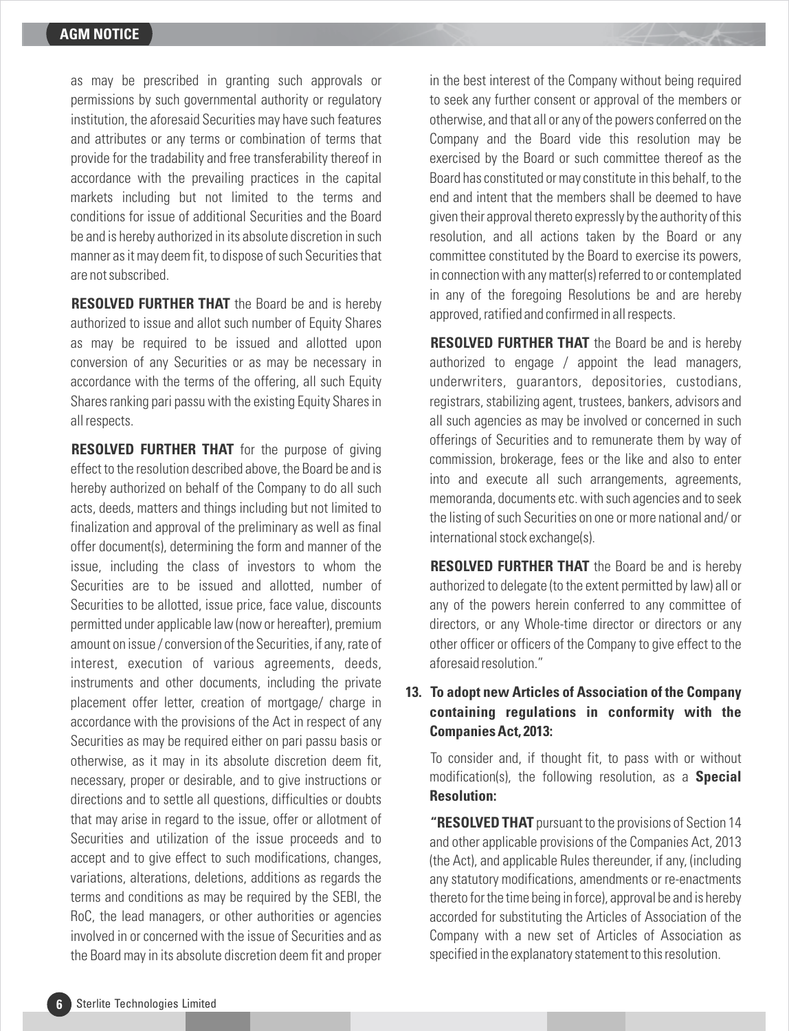as may be prescribed in granting such approvals or permissions by such governmental authority or regulatory institution, the aforesaid Securities may have such features and attributes or any terms or combination of terms that provide for the tradability and free transferability thereof in accordance with the prevailing practices in the capital markets including but not limited to the terms and conditions for issue of additional Securities and the Board be and is hereby authorized in its absolute discretion in such manner as it may deem fit, to dispose of such Securities that are not subscribed.

**RESOLVED FURTHER THAT** the Board be and is hereby authorized to issue and allot such number of Equity Shares as may be required to be issued and allotted upon conversion of any Securities or as may be necessary in accordance with the terms of the offering, all such Equity Shares ranking pari passu with the existing Equity Shares in all respects.

**RESOLVED FURTHER THAT** for the purpose of giving effect to the resolution described above, the Board be and is hereby authorized on behalf of the Company to do all such acts, deeds, matters and things including but not limited to finalization and approval of the preliminary as well as final offer document(s), determining the form and manner of the issue, including the class of investors to whom the Securities are to be issued and allotted, number of Securities to be allotted, issue price, face value, discounts permitted under applicable law (now or hereafter), premium amount on issue / conversion of the Securities, if any, rate of interest, execution of various agreements, deeds, instruments and other documents, including the private placement offer letter, creation of mortgage/ charge in accordance with the provisions of the Act in respect of any Securities as may be required either on pari passu basis or otherwise, as it may in its absolute discretion deem fit, necessary, proper or desirable, and to give instructions or directions and to settle all questions, difficulties or doubts that may arise in regard to the issue, offer or allotment of Securities and utilization of the issue proceeds and to accept and to give effect to such modifications, changes, variations, alterations, deletions, additions as regards the terms and conditions as may be required by the SEBI, the RoC, the lead managers, or other authorities or agencies involved in or concerned with the issue of Securities and as the Board may in its absolute discretion deem fit and proper in the best interest of the Company without being required to seek any further consent or approval of the members or otherwise, and that all or any of the powers conferred on the Company and the Board vide this resolution may be exercised by the Board or such committee thereof as the Board has constituted or may constitute in this behalf, to the end and intent that the members shall be deemed to have given their approval thereto expressly by the authority of this resolution, and all actions taken by the Board or any committee constituted by the Board to exercise its powers, in connection with any matter(s) referred to or contemplated in any of the foregoing Resolutions be and are hereby approved, ratified and confirmed in all respects.

**RESOLVED FURTHER THAT** the Board be and is hereby authorized to engage / appoint the lead managers, underwriters, guarantors, depositories, custodians, registrars, stabilizing agent, trustees, bankers, advisors and all such agencies as may be involved or concerned in such offerings of Securities and to remunerate them by way of commission, brokerage, fees or the like and also to enter into and execute all such arrangements, agreements, memoranda, documents etc. with such agencies and to seek the listing of such Securities on one or more national and/ or international stock exchange(s).

**RESOLVED FURTHER THAT** the Board be and is hereby authorized to delegate (to the extent permitted by law) all or any of the powers herein conferred to any committee of directors, or any Whole-time director or directors or any other officer or officers of the Company to give effect to the aforesaid resolution."

**13. To adopt new Articles of Association of the Company containing regulations in conformity with the Companies Act, 2013:**

To consider and, if thought fit, to pass with or without modification(s), the following resolution, as a **Special Resolution:**

**"RESOLVED THAT** pursuant to the provisions of Section 14 and other applicable provisions of the Companies Act, 2013 (the Act), and applicable Rules thereunder, if any, (including any statutory modifications, amendments or re-enactments thereto for the time being in force), approval be and is hereby accorded for substituting the Articles of Association of the Company with a new set of Articles of Association as specified in the explanatory statement to this resolution.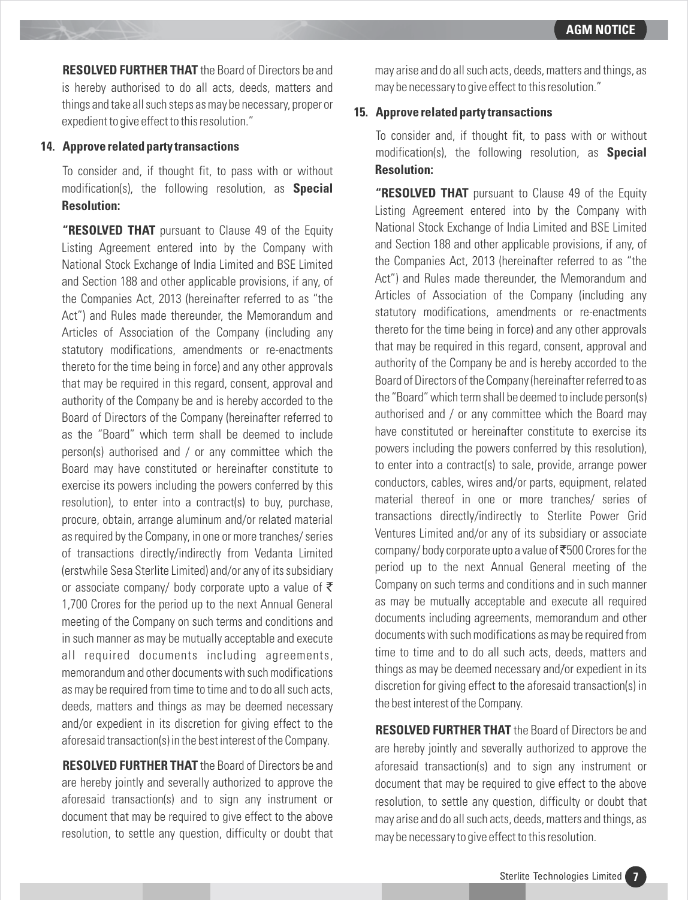**RESOLVED FURTHER THAT** the Board of Directors be and is hereby authorised to do all acts, deeds, matters and things and take all such steps as may be necessary, proper or expedient to give effect to this resolution."

**14. Approve related party transactions**

To consider and, if thought fit, to pass with or without modification(s), the following resolution, as **Special Resolution:**

**"RESOLVED THAT** pursuant to Clause 49 of the Equity Listing Agreement entered into by the Company with National Stock Exchange of India Limited and BSE Limited and Section 188 and other applicable provisions, if any, of the Companies Act, 2013 (hereinafter referred to as "the Act") and Rules made thereunder, the Memorandum and Articles of Association of the Company (including any statutory modifications, amendments or re-enactments thereto for the time being in force) and any other approvals that may be required in this regard, consent, approval and authority of the Company be and is hereby accorded to the Board of Directors of the Company (hereinafter referred to as the "Board" which term shall be deemed to include person(s) authorised and / or any committee which the Board may have constituted or hereinafter constitute to exercise its powers including the powers conferred by this resolution), to enter into a contract(s) to buy, purchase, procure, obtain, arrange aluminum and/or related material as required by the Company, in one or more tranches/ series of transactions directly/indirectly from Vedanta Limited (erstwhile Sesa Sterlite Limited) and/or any of its subsidiary or associate company/ body corporate upto a value of ₹ 1,700 Crores for the period up to the next Annual General meeting of the Company on such terms and conditions and in such manner as may be mutually acceptable and execute all required documents including agreements, memorandum and other documents with such modifications as may be required from time to time and to do all such acts, deeds, matters and things as may be deemed necessary and/or expedient in its discretion for giving effect to the aforesaid transaction(s) in the best interest of the Company.

**RESOLVED FURTHER THAT** the Board of Directors be and are hereby jointly and severally authorized to approve the aforesaid transaction(s) and to sign any instrument or document that may be required to give effect to the above resolution, to settle any question, difficulty or doubt that may arise and do all such acts, deeds, matters and things, as may be necessary to give effect to this resolution."

**15. Approve related party transactions**

To consider and, if thought fit, to pass with or without modification(s), the following resolution, as **Special Resolution:**

**"RESOLVED THAT** pursuant to Clause 49 of the Equity Listing Agreement entered into by the Company with National Stock Exchange of India Limited and BSE Limited and Section 188 and other applicable provisions, if any, of the Companies Act, 2013 (hereinafter referred to as "the Act") and Rules made thereunder, the Memorandum and Articles of Association of the Company (including any statutory modifications, amendments or re-enactments thereto for the time being in force) and any other approvals that may be required in this regard, consent, approval and authority of the Company be and is hereby accorded to the Board of Directors of the Company (hereinafter referred to as the "Board" which term shall be deemed to include person(s) authorised and / or any committee which the Board may have constituted or hereinafter constitute to exercise its powers including the powers conferred by this resolution), to enter into a contract(s) to sale, provide, arrange power conductors, cables, wires and/or parts, equipment, related material thereof in one or more tranches/ series of transactions directly/indirectly to Sterlite Power Grid Ventures Limited and/or any of its subsidiary or associate company/ body corporate upto a value of ₹500 Crores for the period up to the next Annual General meeting of the Company on such terms and conditions and in such manner as may be mutually acceptable and execute all required documents including agreements, memorandum and other documents with such modifications as may be required from time to time and to do all such acts, deeds, matters and things as may be deemed necessary and/or expedient in its discretion for giving effect to the aforesaid transaction(s) in the best interest of the Company.

**RESOLVED FURTHER THAT** the Board of Directors be and are hereby jointly and severally authorized to approve the aforesaid transaction(s) and to sign any instrument or document that may be required to give effect to the above resolution, to settle any question, difficulty or doubt that may arise and do all such acts, deeds, matters and things, as may be necessary to give effect to this resolution.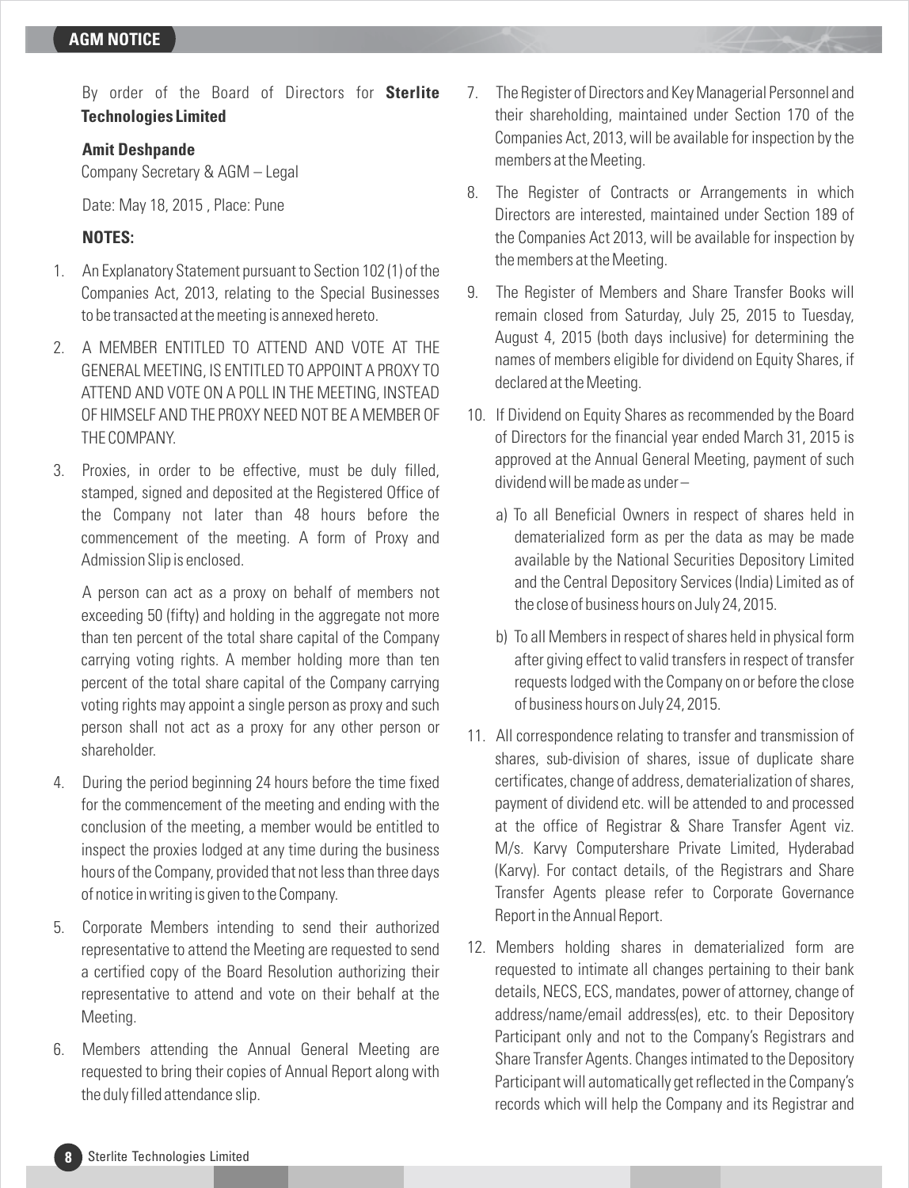By order of the Board of Directors for **Sterlite Technologies Limited**

**Amit Deshpande**
Company Secretary & AGM – Legal

Date: May 18, 2015 , Place: Pune

**NOTES:**

1. An Explanatory Statement pursuant to Section 102 (1) of the Companies Act, 2013, relating to the Special Businesses to be transacted at the meeting is annexed hereto.

2. A MEMBER ENTITLED TO ATTEND AND VOTE AT THE GENERAL MEETING, IS ENTITLED TO APPOINT A PROXY TO ATTEND AND VOTE ON A POLL IN THE MEETING, INSTEAD OF HIMSELF AND THE PROXY NEED NOT BE A MEMBER OF THE COMPANY.

3. Proxies, in order to be effective, must be duly filled, stamped, signed and deposited at the Registered Office of the Company not later than 48 hours before the commencement of the meeting. A form of Proxy and Admission Slip is enclosed.

   A person can act as a proxy on behalf of members not exceeding 50 (fifty) and holding in the aggregate not more than ten percent of the total share capital of the Company carrying voting rights. A member holding more than ten percent of the total share capital of the Company carrying voting rights may appoint a single person as proxy and such person shall not act as a proxy for any other person or shareholder.

4. During the period beginning 24 hours before the time fixed for the commencement of the meeting and ending with the conclusion of the meeting, a member would be entitled to inspect the proxies lodged at any time during the business hours of the Company, provided that not less than three days of notice in writing is given to the Company.

5. Corporate Members intending to send their authorized representative to attend the Meeting are requested to send a certified copy of the Board Resolution authorizing their representative to attend and vote on their behalf at the Meeting.

6. Members attending the Annual General Meeting are requested to bring their copies of Annual Report along with the duly filled attendance slip.

7. The Register of Directors and Key Managerial Personnel and their shareholding, maintained under Section 170 of the Companies Act, 2013, will be available for inspection by the members at the Meeting.

8. The Register of Contracts or Arrangements in which Directors are interested, maintained under Section 189 of the Companies Act 2013, will be available for inspection by the members at the Meeting.

9. The Register of Members and Share Transfer Books will remain closed from Saturday, July 25, 2015 to Tuesday, August 4, 2015 (both days inclusive) for determining the names of members eligible for dividend on Equity Shares, if declared at the Meeting.

10. If Dividend on Equity Shares as recommended by the Board of Directors for the financial year ended March 31, 2015 is approved at the Annual General Meeting, payment of such dividend will be made as under –

    a) To all Beneficial Owners in respect of shares held in dematerialized form as per the data as may be made available by the National Securities Depository Limited and the Central Depository Services (India) Limited as of the close of business hours on July 24, 2015.

    b) To all Members in respect of shares held in physical form after giving effect to valid transfers in respect of transfer requests lodged with the Company on or before the close of business hours on July 24, 2015.

11. All correspondence relating to transfer and transmission of shares, sub-division of shares, issue of duplicate share certificates, change of address, dematerialization of shares, payment of dividend etc. will be attended to and processed at the office of Registrar & Share Transfer Agent viz. M/s. Karvy Computershare Private Limited, Hyderabad (Karvy). For contact details, of the Registrars and Share Transfer Agents please refer to Corporate Governance Report in the Annual Report.

12. Members holding shares in dematerialized form are requested to intimate all changes pertaining to their bank details, NECS, ECS, mandates, power of attorney, change of address/name/email address(es), etc. to their Depository Participant only and not to the Company's Registrars and Share Transfer Agents. Changes intimated to the Depository Participant will automatically get reflected in the Company's records which will help the Company and its Registrar and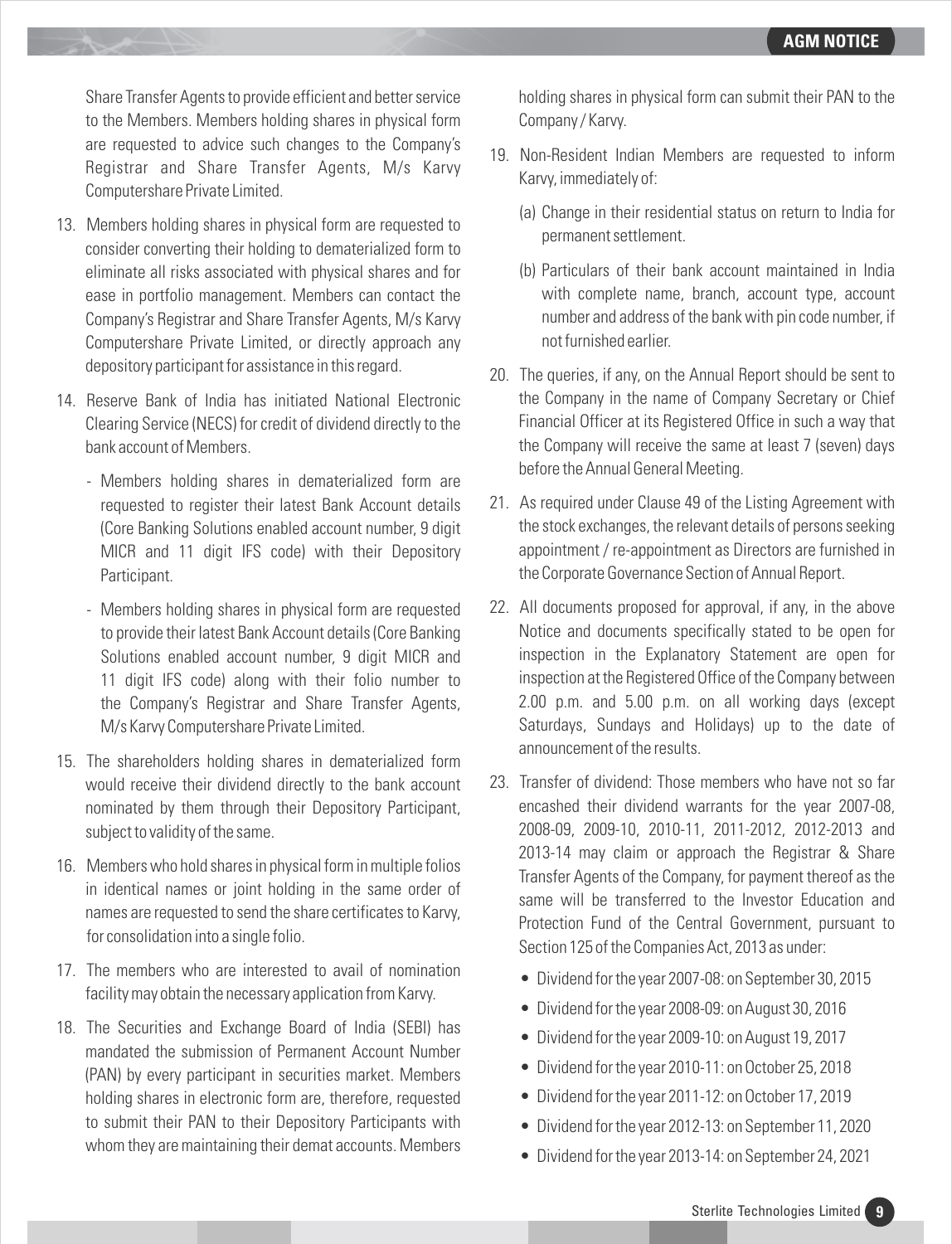Share Transfer Agents to provide efficient and better service to the Members. Members holding shares in physical form are requested to advice such changes to the Company's Registrar and Share Transfer Agents, M/s Karvy Computershare Private Limited.

13. Members holding shares in physical form are requested to consider converting their holding to dematerialized form to eliminate all risks associated with physical shares and for ease in portfolio management. Members can contact the Company's Registrar and Share Transfer Agents, M/s Karvy Computershare Private Limited, or directly approach any depository participant for assistance in this regard.

14. Reserve Bank of India has initiated National Electronic Clearing Service (NECS) for credit of dividend directly to the bank account of Members.

    - Members holding shares in dematerialized form are requested to register their latest Bank Account details (Core Banking Solutions enabled account number, 9 digit MICR and 11 digit IFS code) with their Depository Participant.

    - Members holding shares in physical form are requested to provide their latest Bank Account details (Core Banking Solutions enabled account number, 9 digit MICR and 11 digit IFS code) along with their folio number to the Company's Registrar and Share Transfer Agents, M/s Karvy Computershare Private Limited.

15. The shareholders holding shares in dematerialized form would receive their dividend directly to the bank account nominated by them through their Depository Participant, subject to validity of the same.

16. Members who hold shares in physical form in multiple folios in identical names or joint holding in the same order of names are requested to send the share certificates to Karvy, for consolidation into a single folio.

17. The members who are interested to avail of nomination facility may obtain the necessary application from Karvy.

18. The Securities and Exchange Board of India (SEBI) has mandated the submission of Permanent Account Number (PAN) by every participant in securities market. Members holding shares in electronic form are, therefore, requested to submit their PAN to their Depository Participants with whom they are maintaining their demat accounts. Members holding shares in physical form can submit their PAN to the Company / Karvy.

19. Non-Resident Indian Members are requested to inform Karvy, immediately of:

    (a) Change in their residential status on return to India for permanent settlement.

    (b) Particulars of their bank account maintained in India with complete name, branch, account type, account number and address of the bank with pin code number, if not furnished earlier.

20. The queries, if any, on the Annual Report should be sent to the Company in the name of Company Secretary or Chief Financial Officer at its Registered Office in such a way that the Company will receive the same at least 7 (seven) days before the Annual General Meeting.

21. As required under Clause 49 of the Listing Agreement with the stock exchanges, the relevant details of persons seeking appointment / re-appointment as Directors are furnished in the Corporate Governance Section of Annual Report.

22. All documents proposed for approval, if any, in the above Notice and documents specifically stated to be open for inspection in the Explanatory Statement are open for inspection at the Registered Office of the Company between 2.00 p.m. and 5.00 p.m. on all working days (except Saturdays, Sundays and Holidays) up to the date of announcement of the results.

23. Transfer of dividend: Those members who have not so far encashed their dividend warrants for the year 2007-08, 2008-09, 2009-10, 2010-11, 2011-2012, 2012-2013 and 2013-14 may claim or approach the Registrar & Share Transfer Agents of the Company, for payment thereof as the same will be transferred to the Investor Education and Protection Fund of the Central Government, pursuant to Section 125 of the Companies Act, 2013 as under:

    - Dividend for the year 2007-08: on September 30, 2015
    - Dividend for the year 2008-09: on August 30, 2016
    - Dividend for the year 2009-10: on August 19, 2017
    - Dividend for the year 2010-11: on October 25, 2018
    - Dividend for the year 2011-12: on October 17, 2019
    - Dividend for the year 2012-13: on September 11, 2020
    - Dividend for the year 2013-14: on September 24, 2021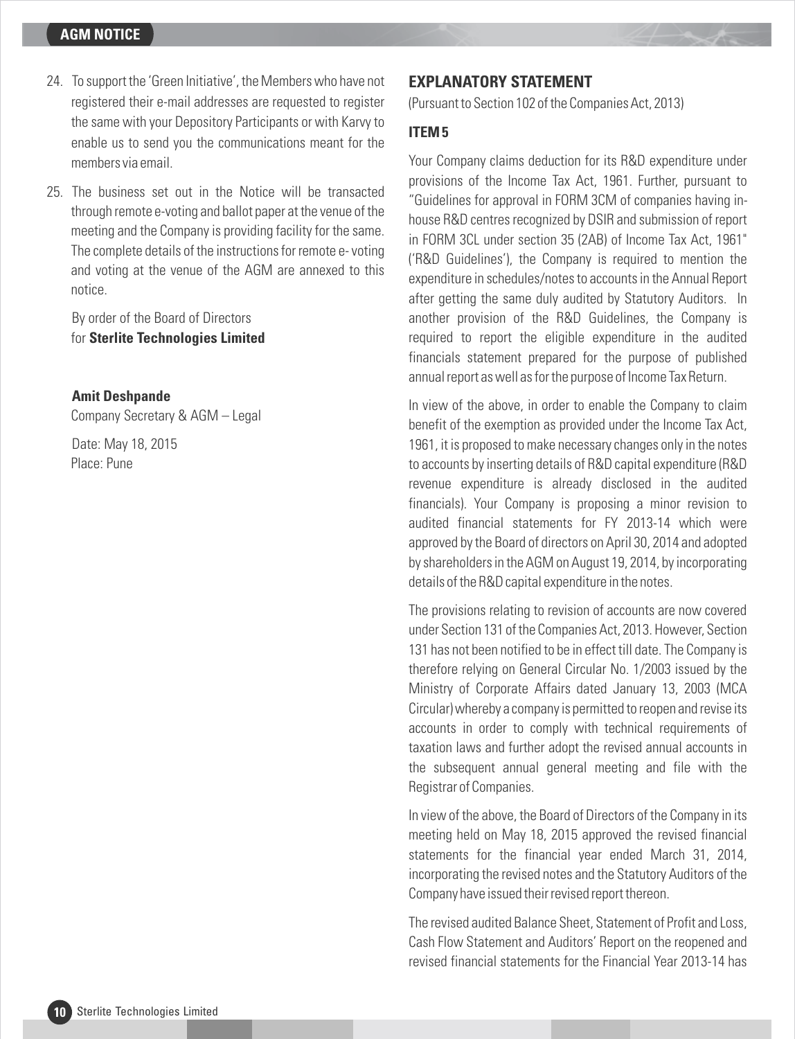24. To support the 'Green Initiative', the Members who have not registered their e-mail addresses are requested to register the same with your Depository Participants or with Karvy to enable us to send you the communications meant for the members via email.

25. The business set out in the Notice will be transacted through remote e-voting and ballot paper at the venue of the meeting and the Company is providing facility for the same. The complete details of the instructions for remote e- voting and voting at the venue of the AGM are annexed to this notice.

By order of the Board of Directors
for **Sterlite Technologies Limited**

**Amit Deshpande**
Company Secretary & AGM – Legal

Date: May 18, 2015
Place: Pune

## EXPLANATORY STATEMENT

(Pursuant to Section 102 of the Companies Act, 2013)

### ITEM 5

Your Company claims deduction for its R&D expenditure under provisions of the Income Tax Act, 1961. Further, pursuant to "Guidelines for approval in FORM 3CM of companies having in-house R&D centres recognized by DSIR and submission of report in FORM 3CL under section 35 (2AB) of Income Tax Act, 1961" ('R&D Guidelines'), the Company is required to mention the expenditure in schedules/notes to accounts in the Annual Report after getting the same duly audited by Statutory Auditors. In another provision of the R&D Guidelines, the Company is required to report the eligible expenditure in the audited financials statement prepared for the purpose of published annual report as well as for the purpose of Income Tax Return.

In view of the above, in order to enable the Company to claim benefit of the exemption as provided under the Income Tax Act, 1961, it is proposed to make necessary changes only in the notes to accounts by inserting details of R&D capital expenditure (R&D revenue expenditure is already disclosed in the audited financials). Your Company is proposing a minor revision to audited financial statements for FY 2013-14 which were approved by the Board of directors on April 30, 2014 and adopted by shareholders in the AGM on August 19, 2014, by incorporating details of the R&D capital expenditure in the notes.

The provisions relating to revision of accounts are now covered under Section 131 of the Companies Act, 2013. However, Section 131 has not been notified to be in effect till date. The Company is therefore relying on General Circular No. 1/2003 issued by the Ministry of Corporate Affairs dated January 13, 2003 (MCA Circular) whereby a company is permitted to reopen and revise its accounts in order to comply with technical requirements of taxation laws and further adopt the revised annual accounts in the subsequent annual general meeting and file with the Registrar of Companies.

In view of the above, the Board of Directors of the Company in its meeting held on May 18, 2015 approved the revised financial statements for the financial year ended March 31, 2014, incorporating the revised notes and the Statutory Auditors of the Company have issued their revised report thereon.

The revised audited Balance Sheet, Statement of Profit and Loss, Cash Flow Statement and Auditors' Report on the reopened and revised financial statements for the Financial Year 2013-14 has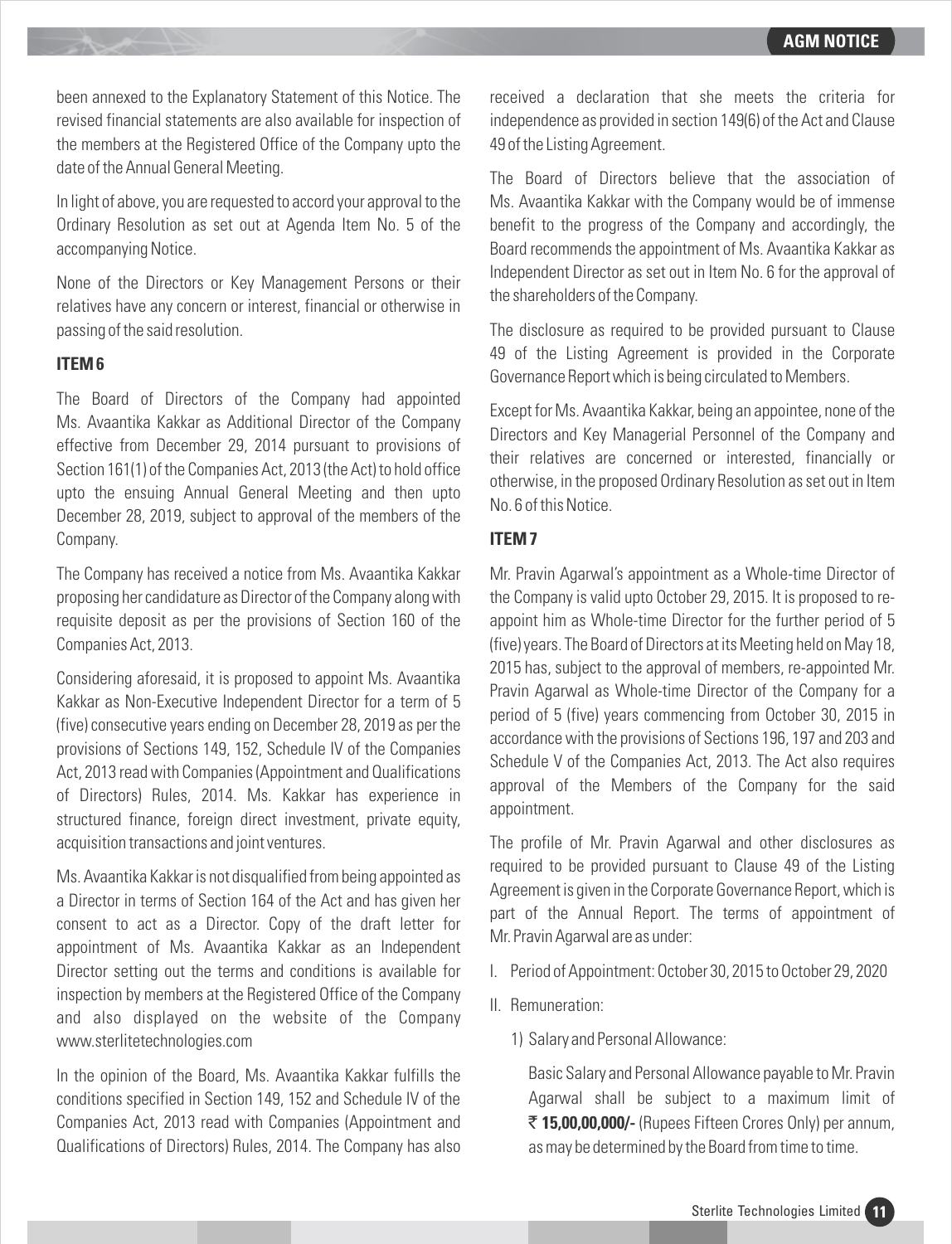been annexed to the Explanatory Statement of this Notice. The revised financial statements are also available for inspection of the members at the Registered Office of the Company upto the date of the Annual General Meeting.

In light of above, you are requested to accord your approval to the Ordinary Resolution as set out at Agenda Item No. 5 of the accompanying Notice.

None of the Directors or Key Management Persons or their relatives have any concern or interest, financial or otherwise in passing of the said resolution.

### ITEM 6

The Board of Directors of the Company had appointed Ms. Avaantika Kakkar as Additional Director of the Company effective from December 29, 2014 pursuant to provisions of Section 161(1) of the Companies Act, 2013 (the Act) to hold office upto the ensuing Annual General Meeting and then upto December 28, 2019, subject to approval of the members of the Company.

The Company has received a notice from Ms. Avaantika Kakkar proposing her candidature as Director of the Company along with requisite deposit as per the provisions of Section 160 of the Companies Act, 2013.

Considering aforesaid, it is proposed to appoint Ms. Avaantika Kakkar as Non-Executive Independent Director for a term of 5 (five) consecutive years ending on December 28, 2019 as per the provisions of Sections 149, 152, Schedule IV of the Companies Act, 2013 read with Companies (Appointment and Qualifications of Directors) Rules, 2014. Ms. Kakkar has experience in structured finance, foreign direct investment, private equity, acquisition transactions and joint ventures.

Ms. Avaantika Kakkar is not disqualified from being appointed as a Director in terms of Section 164 of the Act and has given her consent to act as a Director. Copy of the draft letter for appointment of Ms. Avaantika Kakkar as an Independent Director setting out the terms and conditions is available for inspection by members at the Registered Office of the Company and also displayed on the website of the Company www.sterlitetechnologies.com

In the opinion of the Board, Ms. Avaantika Kakkar fulfills the conditions specified in Section 149, 152 and Schedule IV of the Companies Act, 2013 read with Companies (Appointment and Qualifications of Directors) Rules, 2014. The Company has also received a declaration that she meets the criteria for independence as provided in section 149(6) of the Act and Clause 49 of the Listing Agreement.

The Board of Directors believe that the association of Ms. Avaantika Kakkar with the Company would be of immense benefit to the progress of the Company and accordingly, the Board recommends the appointment of Ms. Avaantika Kakkar as Independent Director as set out in Item No. 6 for the approval of the shareholders of the Company.

The disclosure as required to be provided pursuant to Clause 49 of the Listing Agreement is provided in the Corporate Governance Report which is being circulated to Members.

Except for Ms. Avaantika Kakkar, being an appointee, none of the Directors and Key Managerial Personnel of the Company and their relatives are concerned or interested, financially or otherwise, in the proposed Ordinary Resolution as set out in Item No. 6 of this Notice.

### ITEM 7

Mr. Pravin Agarwal's appointment as a Whole-time Director of the Company is valid upto October 29, 2015. It is proposed to re-appoint him as Whole-time Director for the further period of 5 (five) years. The Board of Directors at its Meeting held on May 18, 2015 has, subject to the approval of members, re-appointed Mr. Pravin Agarwal as Whole-time Director of the Company for a period of 5 (five) years commencing from October 30, 2015 in accordance with the provisions of Sections 196, 197 and 203 and Schedule V of the Companies Act, 2013. The Act also requires approval of the Members of the Company for the said appointment.

The profile of Mr. Pravin Agarwal and other disclosures as required to be provided pursuant to Clause 49 of the Listing Agreement is given in the Corporate Governance Report, which is part of the Annual Report. The terms of appointment of Mr. Pravin Agarwal are as under:

I. Period of Appointment: October 30, 2015 to October 29, 2020

II. Remuneration:

1) Salary and Personal Allowance:

   Basic Salary and Personal Allowance payable to Mr. Pravin Agarwal shall be subject to a maximum limit of **₹ 15,00,00,000/-** (Rupees Fifteen Crores Only) per annum, as may be determined by the Board from time to time.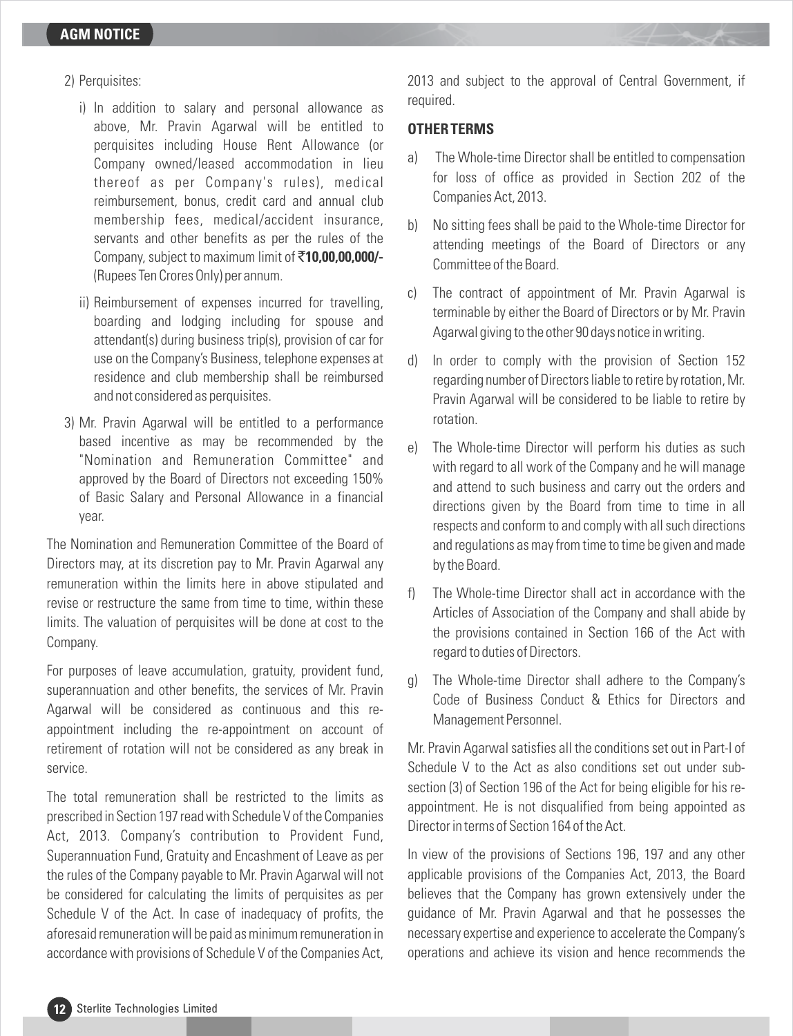2) Perquisites:

   i) In addition to salary and personal allowance as above, Mr. Pravin Agarwal will be entitled to perquisites including House Rent Allowance (or Company owned/leased accommodation in lieu thereof as per Company's rules), medical reimbursement, bonus, credit card and annual club membership fees, medical/accident insurance, servants and other benefits as per the rules of the Company, subject to maximum limit of **₹10,00,00,000/-** (Rupees Ten Crores Only) per annum.

   ii) Reimbursement of expenses incurred for travelling, boarding and lodging including for spouse and attendant(s) during business trip(s), provision of car for use on the Company's Business, telephone expenses at residence and club membership shall be reimbursed and not considered as perquisites.

3) Mr. Pravin Agarwal will be entitled to a performance based incentive as may be recommended by the "Nomination and Remuneration Committee" and approved by the Board of Directors not exceeding 150% of Basic Salary and Personal Allowance in a financial year.

The Nomination and Remuneration Committee of the Board of Directors may, at its discretion pay to Mr. Pravin Agarwal any remuneration within the limits here in above stipulated and revise or restructure the same from time to time, within these limits. The valuation of perquisites will be done at cost to the Company.

For purposes of leave accumulation, gratuity, provident fund, superannuation and other benefits, the services of Mr. Pravin Agarwal will be considered as continuous and this re-appointment including the re-appointment on account of retirement of rotation will not be considered as any break in service.

The total remuneration shall be restricted to the limits as prescribed in Section 197 read with Schedule V of the Companies Act, 2013. Company's contribution to Provident Fund, Superannuation Fund, Gratuity and Encashment of Leave as per the rules of the Company payable to Mr. Pravin Agarwal will not be considered for calculating the limits of perquisites as per Schedule V of the Act. In case of inadequacy of profits, the aforesaid remuneration will be paid as minimum remuneration in accordance with provisions of Schedule V of the Companies Act, 2013 and subject to the approval of Central Government, if required.

**OTHER TERMS**

a) The Whole-time Director shall be entitled to compensation for loss of office as provided in Section 202 of the Companies Act, 2013.

b) No sitting fees shall be paid to the Whole-time Director for attending meetings of the Board of Directors or any Committee of the Board.

c) The contract of appointment of Mr. Pravin Agarwal is terminable by either the Board of Directors or by Mr. Pravin Agarwal giving to the other 90 days notice in writing.

d) In order to comply with the provision of Section 152 regarding number of Directors liable to retire by rotation, Mr. Pravin Agarwal will be considered to be liable to retire by rotation.

e) The Whole-time Director will perform his duties as such with regard to all work of the Company and he will manage and attend to such business and carry out the orders and directions given by the Board from time to time in all respects and conform to and comply with all such directions and regulations as may from time to time be given and made by the Board.

f) The Whole-time Director shall act in accordance with the Articles of Association of the Company and shall abide by the provisions contained in Section 166 of the Act with regard to duties of Directors.

g) The Whole-time Director shall adhere to the Company's Code of Business Conduct & Ethics for Directors and Management Personnel.

Mr. Pravin Agarwal satisfies all the conditions set out in Part-I of Schedule V to the Act as also conditions set out under sub-section (3) of Section 196 of the Act for being eligible for his re-appointment. He is not disqualified from being appointed as Director in terms of Section 164 of the Act.

In view of the provisions of Sections 196, 197 and any other applicable provisions of the Companies Act, 2013, the Board believes that the Company has grown extensively under the guidance of Mr. Pravin Agarwal and that he possesses the necessary expertise and experience to accelerate the Company's operations and achieve its vision and hence recommends the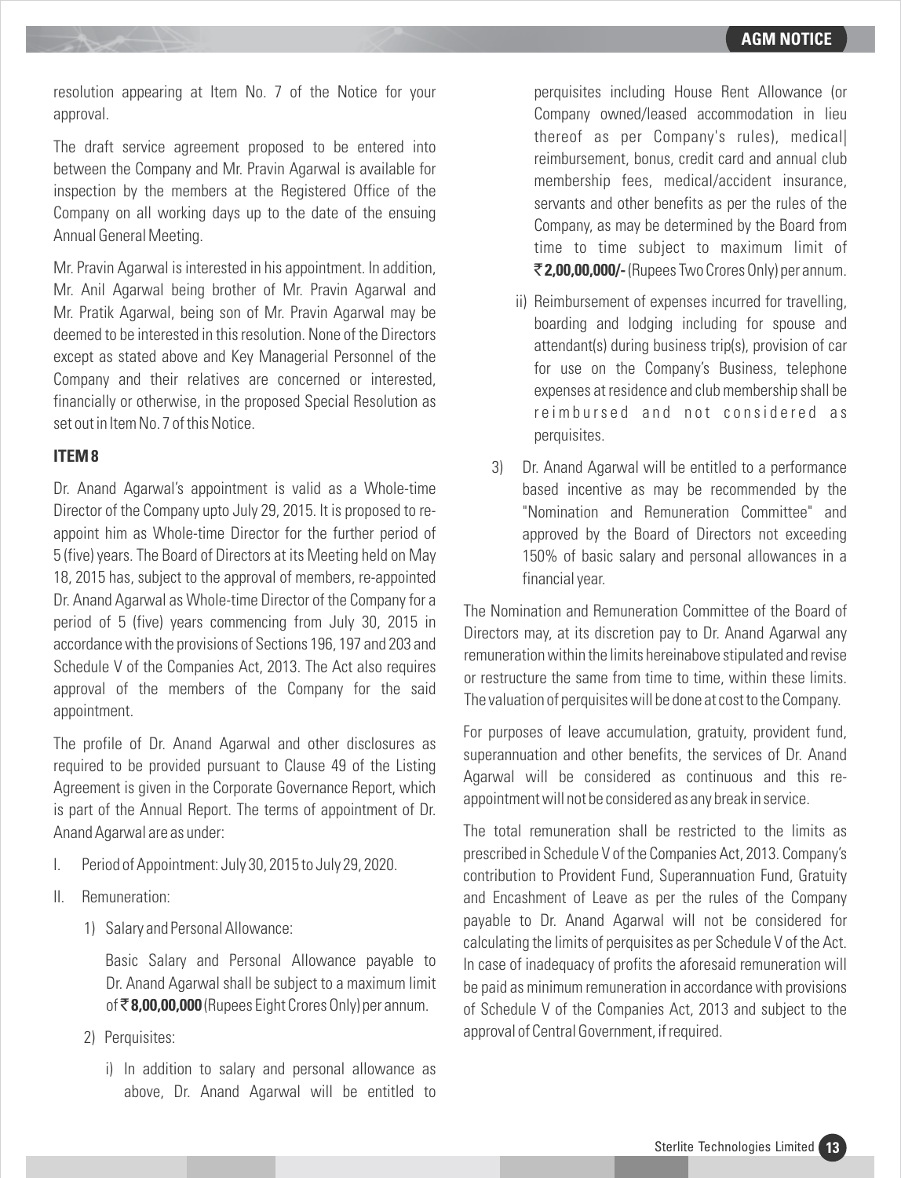resolution appearing at Item No. 7 of the Notice for your approval.

The draft service agreement proposed to be entered into between the Company and Mr. Pravin Agarwal is available for inspection by the members at the Registered Office of the Company on all working days up to the date of the ensuing Annual General Meeting.

Mr. Pravin Agarwal is interested in his appointment. In addition, Mr. Anil Agarwal being brother of Mr. Pravin Agarwal and Mr. Pratik Agarwal, being son of Mr. Pravin Agarwal may be deemed to be interested in this resolution. None of the Directors except as stated above and Key Managerial Personnel of the Company and their relatives are concerned or interested, financially or otherwise, in the proposed Special Resolution as set out in Item No. 7 of this Notice.

### ITEM 8

Dr. Anand Agarwal's appointment is valid as a Whole-time Director of the Company upto July 29, 2015. It is proposed to re-appoint him as Whole-time Director for the further period of 5 (five) years. The Board of Directors at its Meeting held on May 18, 2015 has, subject to the approval of members, re-appointed Dr. Anand Agarwal as Whole-time Director of the Company for a period of 5 (five) years commencing from July 30, 2015 in accordance with the provisions of Sections 196, 197 and 203 and Schedule V of the Companies Act, 2013. The Act also requires approval of the members of the Company for the said appointment.

The profile of Dr. Anand Agarwal and other disclosures as required to be provided pursuant to Clause 49 of the Listing Agreement is given in the Corporate Governance Report, which is part of the Annual Report. The terms of appointment of Dr. Anand Agarwal are as under:

I. Period of Appointment: July 30, 2015 to July 29, 2020.

II. Remuneration:

1) Salary and Personal Allowance:

   Basic Salary and Personal Allowance payable to Dr. Anand Agarwal shall be subject to a maximum limit of ₹ **8,00,00,000** (Rupees Eight Crores Only) per annum.

2) Perquisites:

   i) In addition to salary and personal allowance as above, Dr. Anand Agarwal will be entitled to perquisites including House Rent Allowance (or Company owned/leased accommodation in lieu thereof as per Company's rules), medical| reimbursement, bonus, credit card and annual club membership fees, medical/accident insurance, servants and other benefits as per the rules of the Company, as may be determined by the Board from time to time subject to maximum limit of ₹ **2,00,00,000/-** (Rupees Two Crores Only) per annum.

   ii) Reimbursement of expenses incurred for travelling, boarding and lodging including for spouse and attendant(s) during business trip(s), provision of car for use on the Company's Business, telephone expenses at residence and club membership shall be reimbursed and not considered as perquisites.

3) Dr. Anand Agarwal will be entitled to a performance based incentive as may be recommended by the "Nomination and Remuneration Committee" and approved by the Board of Directors not exceeding 150% of basic salary and personal allowances in a financial year.

The Nomination and Remuneration Committee of the Board of Directors may, at its discretion pay to Dr. Anand Agarwal any remuneration within the limits hereinabove stipulated and revise or restructure the same from time to time, within these limits. The valuation of perquisites will be done at cost to the Company.

For purposes of leave accumulation, gratuity, provident fund, superannuation and other benefits, the services of Dr. Anand Agarwal will be considered as continuous and this re-appointment will not be considered as any break in service.

The total remuneration shall be restricted to the limits as prescribed in Schedule V of the Companies Act, 2013. Company's contribution to Provident Fund, Superannuation Fund, Gratuity and Encashment of Leave as per the rules of the Company payable to Dr. Anand Agarwal will not be considered for calculating the limits of perquisites as per Schedule V of the Act. In case of inadequacy of profits the aforesaid remuneration will be paid as minimum remuneration in accordance with provisions of Schedule V of the Companies Act, 2013 and subject to the approval of Central Government, if required.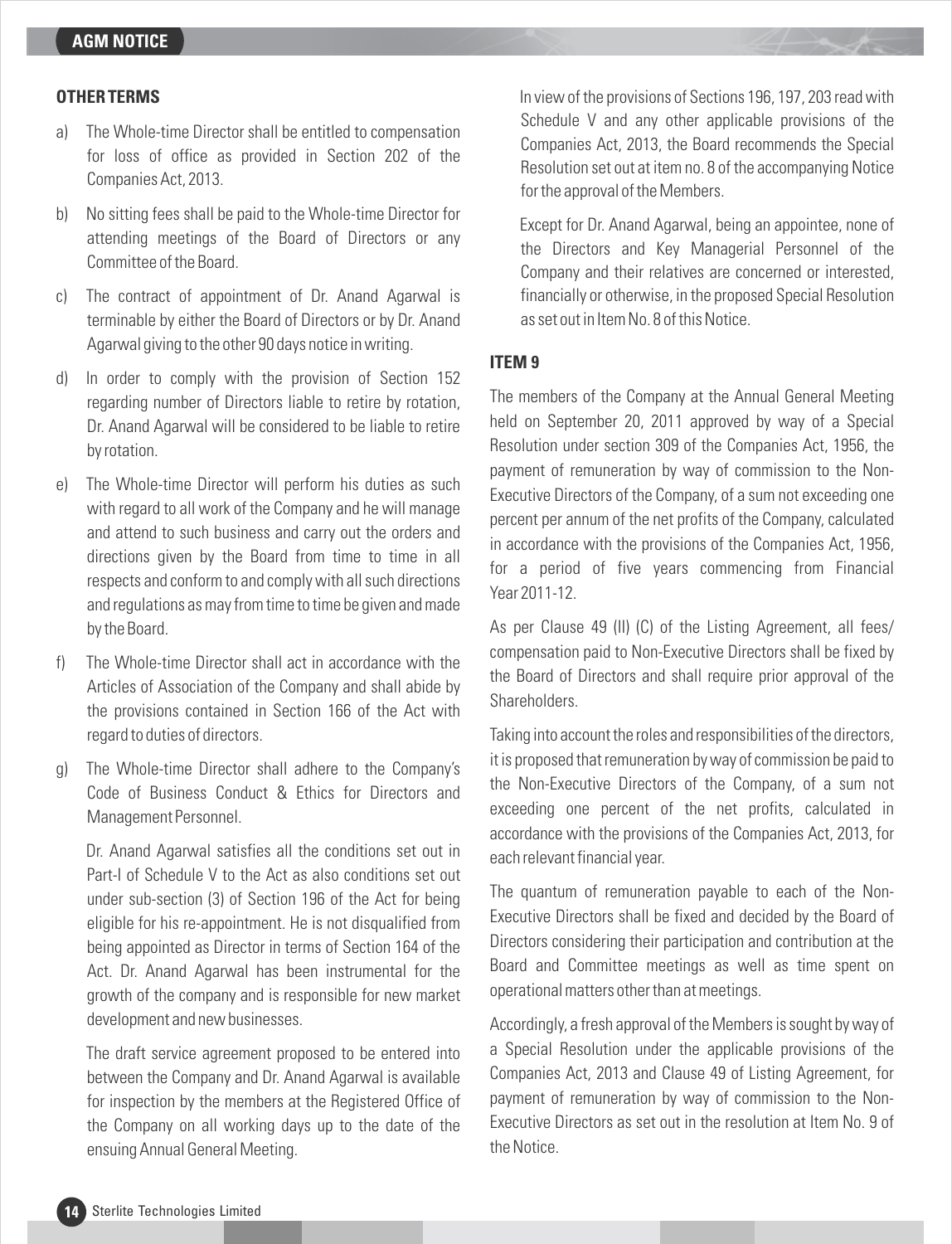### OTHER TERMS

a) The Whole-time Director shall be entitled to compensation for loss of office as provided in Section 202 of the Companies Act, 2013.

b) No sitting fees shall be paid to the Whole-time Director for attending meetings of the Board of Directors or any Committee of the Board.

c) The contract of appointment of Dr. Anand Agarwal is terminable by either the Board of Directors or by Dr. Anand Agarwal giving to the other 90 days notice in writing.

d) In order to comply with the provision of Section 152 regarding number of Directors liable to retire by rotation, Dr. Anand Agarwal will be considered to be liable to retire by rotation.

e) The Whole-time Director will perform his duties as such with regard to all work of the Company and he will manage and attend to such business and carry out the orders and directions given by the Board from time to time in all respects and conform to and comply with all such directions and regulations as may from time to time be given and made by the Board.

f) The Whole-time Director shall act in accordance with the Articles of Association of the Company and shall abide by the provisions contained in Section 166 of the Act with regard to duties of directors.

g) The Whole-time Director shall adhere to the Company's Code of Business Conduct & Ethics for Directors and Management Personnel.

Dr. Anand Agarwal satisfies all the conditions set out in Part-I of Schedule V to the Act as also conditions set out under sub-section (3) of Section 196 of the Act for being eligible for his re-appointment. He is not disqualified from being appointed as Director in terms of Section 164 of the Act. Dr. Anand Agarwal has been instrumental for the growth of the company and is responsible for new market development and new businesses.

The draft service agreement proposed to be entered into between the Company and Dr. Anand Agarwal is available for inspection by the members at the Registered Office of the Company on all working days up to the date of the ensuing Annual General Meeting.

In view of the provisions of Sections 196, 197, 203 read with Schedule V and any other applicable provisions of the Companies Act, 2013, the Board recommends the Special Resolution set out at item no. 8 of the accompanying Notice for the approval of the Members.

Except for Dr. Anand Agarwal, being an appointee, none of the Directors and Key Managerial Personnel of the Company and their relatives are concerned or interested, financially or otherwise, in the proposed Special Resolution as set out in Item No. 8 of this Notice.

### ITEM 9

The members of the Company at the Annual General Meeting held on September 20, 2011 approved by way of a Special Resolution under section 309 of the Companies Act, 1956, the payment of remuneration by way of commission to the Non-Executive Directors of the Company, of a sum not exceeding one percent per annum of the net profits of the Company, calculated in accordance with the provisions of the Companies Act, 1956, for a period of five years commencing from Financial Year 2011-12.

As per Clause 49 (II) (C) of the Listing Agreement, all fees/ compensation paid to Non-Executive Directors shall be fixed by the Board of Directors and shall require prior approval of the Shareholders.

Taking into account the roles and responsibilities of the directors, it is proposed that remuneration by way of commission be paid to the Non-Executive Directors of the Company, of a sum not exceeding one percent of the net profits, calculated in accordance with the provisions of the Companies Act, 2013, for each relevant financial year.

The quantum of remuneration payable to each of the Non-Executive Directors shall be fixed and decided by the Board of Directors considering their participation and contribution at the Board and Committee meetings as well as time spent on operational matters other than at meetings.

Accordingly, a fresh approval of the Members is sought by way of a Special Resolution under the applicable provisions of the Companies Act, 2013 and Clause 49 of Listing Agreement, for payment of remuneration by way of commission to the Non-Executive Directors as set out in the resolution at Item No. 9 of the Notice.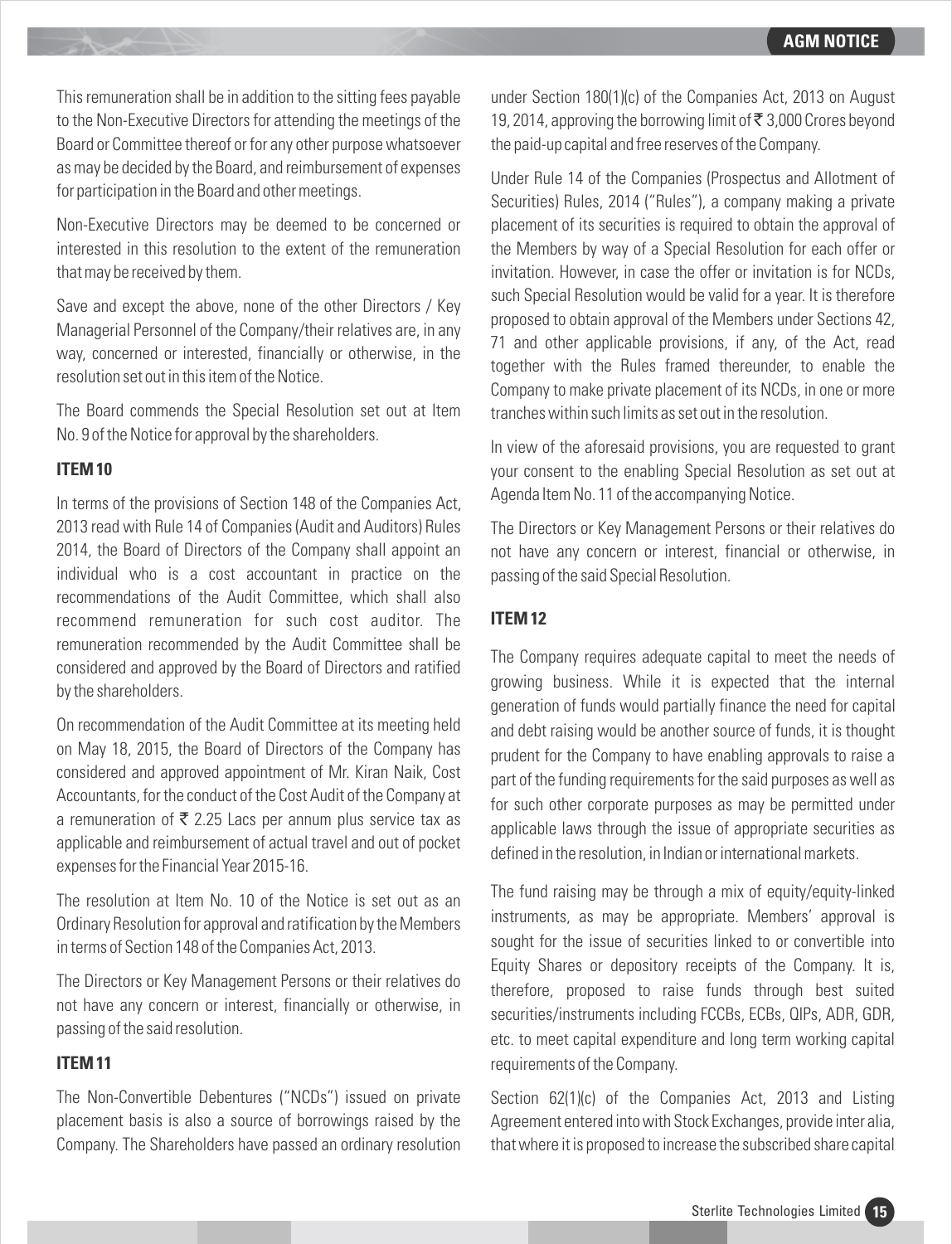This remuneration shall be in addition to the sitting fees payable to the Non-Executive Directors for attending the meetings of the Board or Committee thereof or for any other purpose whatsoever as may be decided by the Board, and reimbursement of expenses for participation in the Board and other meetings.

Non-Executive Directors may be deemed to be concerned or interested in this resolution to the extent of the remuneration that may be received by them.

Save and except the above, none of the other Directors / Key Managerial Personnel of the Company/their relatives are, in any way, concerned or interested, financially or otherwise, in the resolution set out in this item of the Notice.

The Board commends the Special Resolution set out at Item No. 9 of the Notice for approval by the shareholders.

**ITEM 10**

In terms of the provisions of Section 148 of the Companies Act, 2013 read with Rule 14 of Companies (Audit and Auditors) Rules 2014, the Board of Directors of the Company shall appoint an individual who is a cost accountant in practice on the recommendations of the Audit Committee, which shall also recommend remuneration for such cost auditor. The remuneration recommended by the Audit Committee shall be considered and approved by the Board of Directors and ratified by the shareholders.

On recommendation of the Audit Committee at its meeting held on May 18, 2015, the Board of Directors of the Company has considered and approved appointment of Mr. Kiran Naik, Cost Accountants, for the conduct of the Cost Audit of the Company at a remuneration of ₹ 2.25 Lacs per annum plus service tax as applicable and reimbursement of actual travel and out of pocket expenses for the Financial Year 2015-16.

The resolution at Item No. 10 of the Notice is set out as an Ordinary Resolution for approval and ratification by the Members in terms of Section 148 of the Companies Act, 2013.

The Directors or Key Management Persons or their relatives do not have any concern or interest, financially or otherwise, in passing of the said resolution.

**ITEM 11**

The Non-Convertible Debentures ("NCDs") issued on private placement basis is also a source of borrowings raised by the Company. The Shareholders have passed an ordinary resolution under Section 180(1)(c) of the Companies Act, 2013 on August 19, 2014, approving the borrowing limit of ₹ 3,000 Crores beyond the paid-up capital and free reserves of the Company.

Under Rule 14 of the Companies (Prospectus and Allotment of Securities) Rules, 2014 ("Rules"), a company making a private placement of its securities is required to obtain the approval of the Members by way of a Special Resolution for each offer or invitation. However, in case the offer or invitation is for NCDs, such Special Resolution would be valid for a year. It is therefore proposed to obtain approval of the Members under Sections 42, 71 and other applicable provisions, if any, of the Act, read together with the Rules framed thereunder, to enable the Company to make private placement of its NCDs, in one or more tranches within such limits as set out in the resolution.

In view of the aforesaid provisions, you are requested to grant your consent to the enabling Special Resolution as set out at Agenda Item No. 11 of the accompanying Notice.

The Directors or Key Management Persons or their relatives do not have any concern or interest, financial or otherwise, in passing of the said Special Resolution.

**ITEM 12**

The Company requires adequate capital to meet the needs of growing business. While it is expected that the internal generation of funds would partially finance the need for capital and debt raising would be another source of funds, it is thought prudent for the Company to have enabling approvals to raise a part of the funding requirements for the said purposes as well as for such other corporate purposes as may be permitted under applicable laws through the issue of appropriate securities as defined in the resolution, in Indian or international markets.

The fund raising may be through a mix of equity/equity-linked instruments, as may be appropriate. Members' approval is sought for the issue of securities linked to or convertible into Equity Shares or depository receipts of the Company. It is, therefore, proposed to raise funds through best suited securities/instruments including FCCBs, ECBs, QIPs, ADR, GDR, etc. to meet capital expenditure and long term working capital requirements of the Company.

Section 62(1)(c) of the Companies Act, 2013 and Listing Agreement entered into with Stock Exchanges, provide inter alia, that where it is proposed to increase the subscribed share capital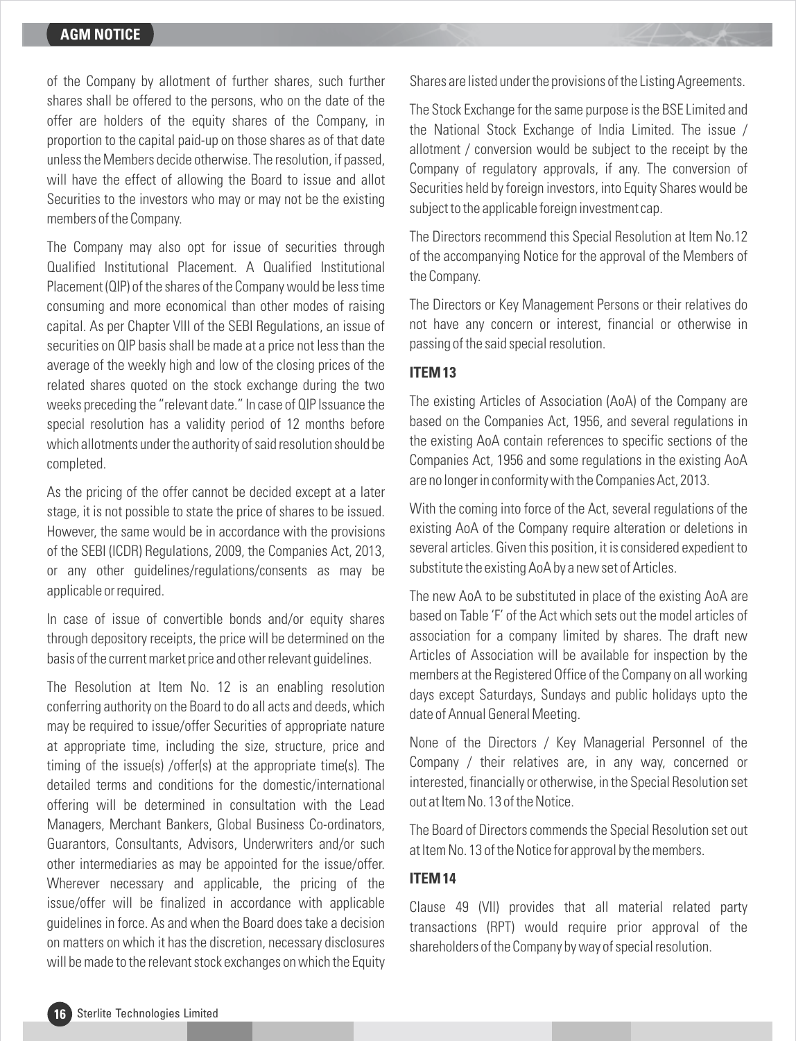of the Company by allotment of further shares, such further shares shall be offered to the persons, who on the date of the offer are holders of the equity shares of the Company, in proportion to the capital paid-up on those shares as of that date unless the Members decide otherwise. The resolution, if passed, will have the effect of allowing the Board to issue and allot Securities to the investors who may or may not be the existing members of the Company.

The Company may also opt for issue of securities through Qualified Institutional Placement. A Qualified Institutional Placement (QIP) of the shares of the Company would be less time consuming and more economical than other modes of raising capital. As per Chapter VIII of the SEBI Regulations, an issue of securities on QIP basis shall be made at a price not less than the average of the weekly high and low of the closing prices of the related shares quoted on the stock exchange during the two weeks preceding the "relevant date." In case of QIP Issuance the special resolution has a validity period of 12 months before which allotments under the authority of said resolution should be completed.

As the pricing of the offer cannot be decided except at a later stage, it is not possible to state the price of shares to be issued. However, the same would be in accordance with the provisions of the SEBI (ICDR) Regulations, 2009, the Companies Act, 2013, or any other guidelines/regulations/consents as may be applicable or required.

In case of issue of convertible bonds and/or equity shares through depository receipts, the price will be determined on the basis of the current market price and other relevant guidelines.

The Resolution at Item No. 12 is an enabling resolution conferring authority on the Board to do all acts and deeds, which may be required to issue/offer Securities of appropriate nature at appropriate time, including the size, structure, price and timing of the issue(s) /offer(s) at the appropriate time(s). The detailed terms and conditions for the domestic/international offering will be determined in consultation with the Lead Managers, Merchant Bankers, Global Business Co-ordinators, Guarantors, Consultants, Advisors, Underwriters and/or such other intermediaries as may be appointed for the issue/offer. Wherever necessary and applicable, the pricing of the issue/offer will be finalized in accordance with applicable guidelines in force. As and when the Board does take a decision on matters on which it has the discretion, necessary disclosures will be made to the relevant stock exchanges on which the Equity Shares are listed under the provisions of the Listing Agreements.

The Stock Exchange for the same purpose is the BSE Limited and the National Stock Exchange of India Limited. The issue / allotment / conversion would be subject to the receipt by the Company of regulatory approvals, if any. The conversion of Securities held by foreign investors, into Equity Shares would be subject to the applicable foreign investment cap.

The Directors recommend this Special Resolution at Item No.12 of the accompanying Notice for the approval of the Members of the Company.

The Directors or Key Management Persons or their relatives do not have any concern or interest, financial or otherwise in passing of the said special resolution.

### ITEM 13

The existing Articles of Association (AoA) of the Company are based on the Companies Act, 1956, and several regulations in the existing AoA contain references to specific sections of the Companies Act, 1956 and some regulations in the existing AoA are no longer in conformity with the Companies Act, 2013.

With the coming into force of the Act, several regulations of the existing AoA of the Company require alteration or deletions in several articles. Given this position, it is considered expedient to substitute the existing AoA by a new set of Articles.

The new AoA to be substituted in place of the existing AoA are based on Table 'F' of the Act which sets out the model articles of association for a company limited by shares. The draft new Articles of Association will be available for inspection by the members at the Registered Office of the Company on all working days except Saturdays, Sundays and public holidays upto the date of Annual General Meeting.

None of the Directors / Key Managerial Personnel of the Company / their relatives are, in any way, concerned or interested, financially or otherwise, in the Special Resolution set out at Item No. 13 of the Notice.

The Board of Directors commends the Special Resolution set out at Item No. 13 of the Notice for approval by the members.

### ITEM 14

Clause 49 (VII) provides that all material related party transactions (RPT) would require prior approval of the shareholders of the Company by way of special resolution.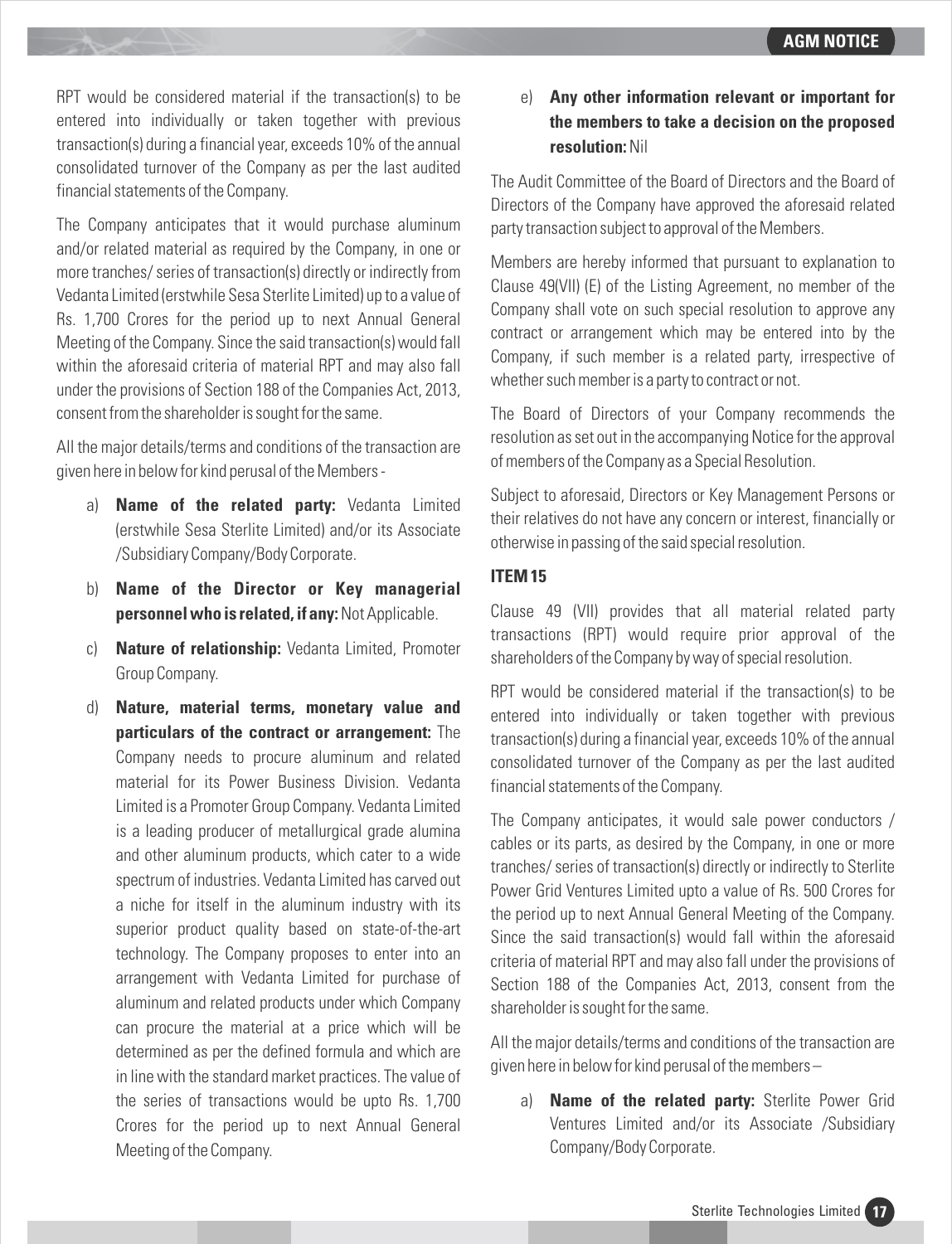RPT would be considered material if the transaction(s) to be entered into individually or taken together with previous transaction(s) during a financial year, exceeds 10% of the annual consolidated turnover of the Company as per the last audited financial statements of the Company.

The Company anticipates that it would purchase aluminum and/or related material as required by the Company, in one or more tranches/ series of transaction(s) directly or indirectly from Vedanta Limited (erstwhile Sesa Sterlite Limited) up to a value of Rs. 1,700 Crores for the period up to next Annual General Meeting of the Company. Since the said transaction(s) would fall within the aforesaid criteria of material RPT and may also fall under the provisions of Section 188 of the Companies Act, 2013, consent from the shareholder is sought for the same.

All the major details/terms and conditions of the transaction are given here in below for kind perusal of the Members -

a) **Name of the related party:** Vedanta Limited (erstwhile Sesa Sterlite Limited) and/or its Associate /Subsidiary Company/Body Corporate.

b) **Name of the Director or Key managerial personnel who is related, if any:** Not Applicable.

c) **Nature of relationship:** Vedanta Limited, Promoter Group Company.

d) **Nature, material terms, monetary value and particulars of the contract or arrangement:** The Company needs to procure aluminum and related material for its Power Business Division. Vedanta Limited is a Promoter Group Company. Vedanta Limited is a leading producer of metallurgical grade alumina and other aluminum products, which cater to a wide spectrum of industries. Vedanta Limited has carved out a niche for itself in the aluminum industry with its superior product quality based on state-of-the-art technology. The Company proposes to enter into an arrangement with Vedanta Limited for purchase of aluminum and related products under which Company can procure the material at a price which will be determined as per the defined formula and which are in line with the standard market practices. The value of the series of transactions would be upto Rs. 1,700 Crores for the period up to next Annual General Meeting of the Company.

e) **Any other information relevant or important for the members to take a decision on the proposed resolution:** Nil

The Audit Committee of the Board of Directors and the Board of Directors of the Company have approved the aforesaid related party transaction subject to approval of the Members.

Members are hereby informed that pursuant to explanation to Clause 49(VII) (E) of the Listing Agreement, no member of the Company shall vote on such special resolution to approve any contract or arrangement which may be entered into by the Company, if such member is a related party, irrespective of whether such member is a party to contract or not.

The Board of Directors of your Company recommends the resolution as set out in the accompanying Notice for the approval of members of the Company as a Special Resolution.

Subject to aforesaid, Directors or Key Management Persons or their relatives do not have any concern or interest, financially or otherwise in passing of the said special resolution.

### ITEM 15

Clause 49 (VII) provides that all material related party transactions (RPT) would require prior approval of the shareholders of the Company by way of special resolution.

RPT would be considered material if the transaction(s) to be entered into individually or taken together with previous transaction(s) during a financial year, exceeds 10% of the annual consolidated turnover of the Company as per the last audited financial statements of the Company.

The Company anticipates, it would sale power conductors / cables or its parts, as desired by the Company, in one or more tranches/ series of transaction(s) directly or indirectly to Sterlite Power Grid Ventures Limited upto a value of Rs. 500 Crores for the period up to next Annual General Meeting of the Company. Since the said transaction(s) would fall within the aforesaid criteria of material RPT and may also fall under the provisions of Section 188 of the Companies Act, 2013, consent from the shareholder is sought for the same.

All the major details/terms and conditions of the transaction are given here in below for kind perusal of the members –

a) **Name of the related party:** Sterlite Power Grid Ventures Limited and/or its Associate /Subsidiary Company/Body Corporate.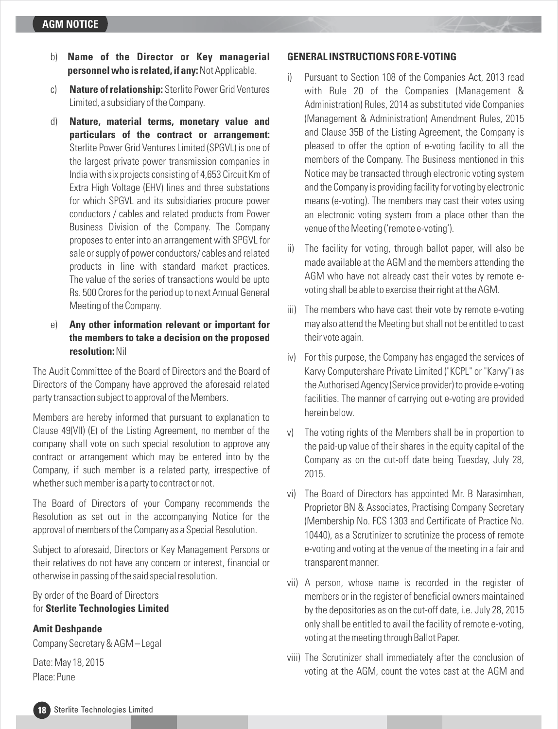b) **Name of the Director or Key managerial personnel who is related, if any:** Not Applicable.

c) **Nature of relationship:** Sterlite Power Grid Ventures Limited, a subsidiary of the Company.

d) **Nature, material terms, monetary value and particulars of the contract or arrangement:** Sterlite Power Grid Ventures Limited (SPGVL) is one of the largest private power transmission companies in India with six projects consisting of 4,653 Circuit Km of Extra High Voltage (EHV) lines and three substations for which SPGVL and its subsidiaries procure power conductors / cables and related products from Power Business Division of the Company. The Company proposes to enter into an arrangement with SPGVL for sale or supply of power conductors/ cables and related products in line with standard market practices. The value of the series of transactions would be upto Rs. 500 Crores for the period up to next Annual General Meeting of the Company.

e) **Any other information relevant or important for the members to take a decision on the proposed resolution:** Nil

The Audit Committee of the Board of Directors and the Board of Directors of the Company have approved the aforesaid related party transaction subject to approval of the Members.

Members are hereby informed that pursuant to explanation to Clause 49(VII) (E) of the Listing Agreement, no member of the company shall vote on such special resolution to approve any contract or arrangement which may be entered into by the Company, if such member is a related party, irrespective of whether such member is a party to contract or not.

The Board of Directors of your Company recommends the Resolution as set out in the accompanying Notice for the approval of members of the Company as a Special Resolution.

Subject to aforesaid, Directors or Key Management Persons or their relatives do not have any concern or interest, financial or otherwise in passing of the said special resolution.

By order of the Board of Directors
for **Sterlite Technologies Limited**

**Amit Deshpande**
Company Secretary & AGM – Legal

Date: May 18, 2015
Place: Pune

## GENERAL INSTRUCTIONS FOR E-VOTING

i) Pursuant to Section 108 of the Companies Act, 2013 read with Rule 20 of the Companies (Management & Administration) Rules, 2014 as substituted vide Companies (Management & Administration) Amendment Rules, 2015 and Clause 35B of the Listing Agreement, the Company is pleased to offer the option of e-voting facility to all the members of the Company. The Business mentioned in this Notice may be transacted through electronic voting system and the Company is providing facility for voting by electronic means (e-voting). The members may cast their votes using an electronic voting system from a place other than the venue of the Meeting ('remote e-voting').

ii) The facility for voting, through ballot paper, will also be made available at the AGM and the members attending the AGM who have not already cast their votes by remote e-voting shall be able to exercise their right at the AGM.

iii) The members who have cast their vote by remote e-voting may also attend the Meeting but shall not be entitled to cast their vote again.

iv) For this purpose, the Company has engaged the services of Karvy Computershare Private Limited ("KCPL" or "Karvy") as the Authorised Agency (Service provider) to provide e-voting facilities. The manner of carrying out e-voting are provided herein below.

v) The voting rights of the Members shall be in proportion to the paid-up value of their shares in the equity capital of the Company as on the cut-off date being Tuesday, July 28, 2015.

vi) The Board of Directors has appointed Mr. B Narasimhan, Proprietor BN & Associates, Practising Company Secretary (Membership No. FCS 1303 and Certificate of Practice No. 10440), as a Scrutinizer to scrutinize the process of remote e-voting and voting at the venue of the meeting in a fair and transparent manner.

vii) A person, whose name is recorded in the register of members or in the register of beneficial owners maintained by the depositories as on the cut-off date, i.e. July 28, 2015 only shall be entitled to avail the facility of remote e-voting, voting at the meeting through Ballot Paper.

viii) The Scrutinizer shall immediately after the conclusion of voting at the AGM, count the votes cast at the AGM and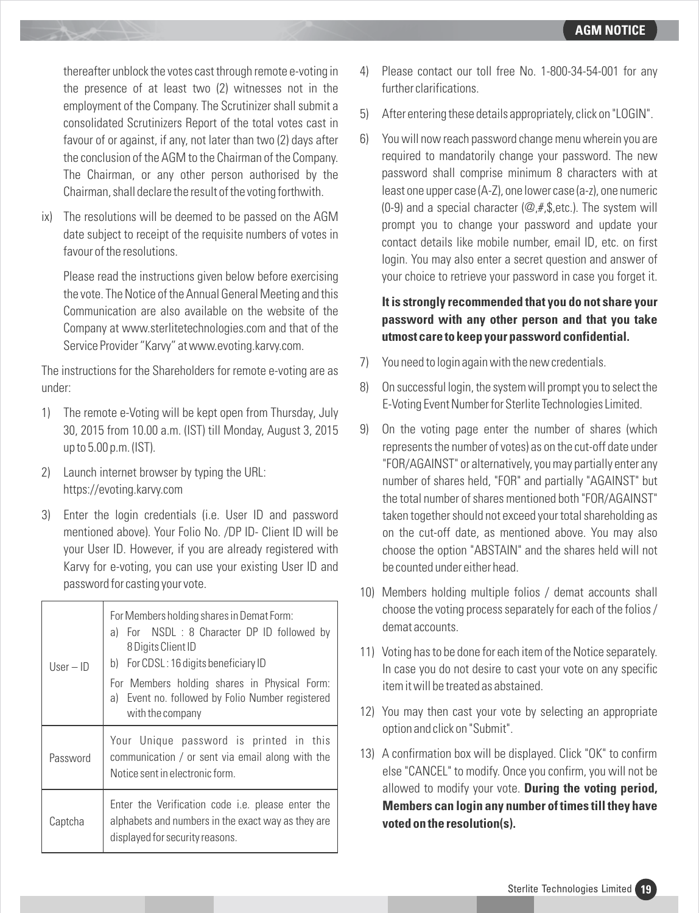thereafter unblock the votes cast through remote e-voting in the presence of at least two (2) witnesses not in the employment of the Company. The Scrutinizer shall submit a consolidated Scrutinizers Report of the total votes cast in favour of or against, if any, not later than two (2) days after the conclusion of the AGM to the Chairman of the Company. The Chairman, or any other person authorised by the Chairman, shall declare the result of the voting forthwith.

ix) The resolutions will be deemed to be passed on the AGM date subject to receipt of the requisite numbers of votes in favour of the resolutions.

Please read the instructions given below before exercising the vote. The Notice of the Annual General Meeting and this Communication are also available on the website of the Company at www.sterlitetechnologies.com and that of the Service Provider "Karvy" at www.evoting.karvy.com.

The instructions for the Shareholders for remote e-voting are as under:

1) The remote e-Voting will be kept open from Thursday, July 30, 2015 from 10.00 a.m. (IST) till Monday, August 3, 2015 up to 5.00 p.m. (IST).

2) Launch internet browser by typing the URL: https://evoting.karvy.com

3) Enter the login credentials (i.e. User ID and password mentioned above). Your Folio No. /DP ID- Client ID will be your User ID. However, if you are already registered with Karvy for e-voting, you can use your existing User ID and password for casting your vote.

| | |
|---|---|
| User – ID | For Members holding shares in Demat Form:<br>a) For NSDL : 8 Character DP ID followed by 8 Digits Client ID<br>b) For CDSL : 16 digits beneficiary ID<br>For Members holding shares in Physical Form:<br>a) Event no. followed by Folio Number registered with the company |
| Password | Your Unique password is printed in this communication / or sent via email along with the Notice sent in electronic form. |
| Captcha | Enter the Verification code i.e. please enter the alphabets and numbers in the exact way as they are displayed for security reasons. |

4) Please contact our toll free No. 1-800-34-54-001 for any further clarifications.

5) After entering these details appropriately, click on "LOGIN".

6) You will now reach password change menu wherein you are required to mandatorily change your password. The new password shall comprise minimum 8 characters with at least one upper case (A-Z), one lower case (a-z), one numeric (0-9) and a special character (@,#,$,etc.). The system will prompt you to change your password and update your contact details like mobile number, email ID, etc. on first login. You may also enter a secret question and answer of your choice to retrieve your password in case you forget it.

**It is strongly recommended that you do not share your password with any other person and that you take utmost care to keep your password confidential.**

7) You need to login again with the new credentials.

8) On successful login, the system will prompt you to select the E-Voting Event Number for Sterlite Technologies Limited.

9) On the voting page enter the number of shares (which represents the number of votes) as on the cut-off date under "FOR/AGAINST" or alternatively, you may partially enter any number of shares held, "FOR" and partially "AGAINST" but the total number of shares mentioned both "FOR/AGAINST" taken together should not exceed your total shareholding as on the cut-off date, as mentioned above. You may also choose the option "ABSTAIN" and the shares held will not be counted under either head.

10) Members holding multiple folios / demat accounts shall choose the voting process separately for each of the folios / demat accounts.

11) Voting has to be done for each item of the Notice separately. In case you do not desire to cast your vote on any specific item it will be treated as abstained.

12) You may then cast your vote by selecting an appropriate option and click on "Submit".

13) A confirmation box will be displayed. Click "OK" to confirm else "CANCEL" to modify. Once you confirm, you will not be allowed to modify your vote. **During the voting period, Members can login any number of times till they have voted on the resolution(s).**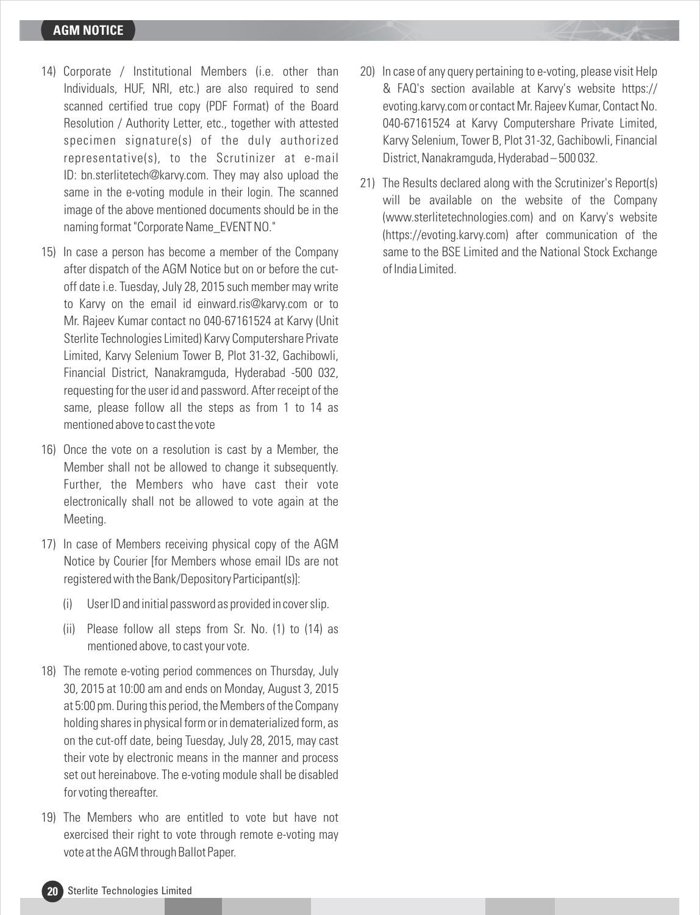14) Corporate / Institutional Members (i.e. other than Individuals, HUF, NRI, etc.) are also required to send scanned certified true copy (PDF Format) of the Board Resolution / Authority Letter, etc., together with attested specimen signature(s) of the duly authorized representative(s), to the Scrutinizer at e-mail ID: bn.sterlitetech@karvy.com. They may also upload the same in the e-voting module in their login. The scanned image of the above mentioned documents should be in the naming format "Corporate Name_EVENT NO."

15) In case a person has become a member of the Company after dispatch of the AGM Notice but on or before the cut-off date i.e. Tuesday, July 28, 2015 such member may write to Karvy on the email id einward.ris@karvy.com or to Mr. Rajeev Kumar contact no 040-67161524 at Karvy (Unit Sterlite Technologies Limited) Karvy Computershare Private Limited, Karvy Selenium Tower B, Plot 31-32, Gachibowli, Financial District, Nanakramguda, Hyderabad -500 032, requesting for the user id and password. After receipt of the same, please follow all the steps as from 1 to 14 as mentioned above to cast the vote

16) Once the vote on a resolution is cast by a Member, the Member shall not be allowed to change it subsequently. Further, the Members who have cast their vote electronically shall not be allowed to vote again at the Meeting.

17) In case of Members receiving physical copy of the AGM Notice by Courier [for Members whose email IDs are not registered with the Bank/Depository Participant(s)]:

    (i) User ID and initial password as provided in cover slip.

    (ii) Please follow all steps from Sr. No. (1) to (14) as mentioned above, to cast your vote.

18) The remote e-voting period commences on Thursday, July 30, 2015 at 10:00 am and ends on Monday, August 3, 2015 at 5:00 pm. During this period, the Members of the Company holding shares in physical form or in dematerialized form, as on the cut-off date, being Tuesday, July 28, 2015, may cast their vote by electronic means in the manner and process set out hereinabove. The e-voting module shall be disabled for voting thereafter.

19) The Members who are entitled to vote but have not exercised their right to vote through remote e-voting may vote at the AGM through Ballot Paper.

20) In case of any query pertaining to e-voting, please visit Help & FAQ's section available at Karvy's website https://evoting.karvy.com or contact Mr. Rajeev Kumar, Contact No. 040-67161524 at Karvy Computershare Private Limited, Karvy Selenium, Tower B, Plot 31-32, Gachibowli, Financial District, Nanakramguda, Hyderabad – 500 032.

21) The Results declared along with the Scrutinizer's Report(s) will be available on the website of the Company (www.sterlitetechnologies.com) and on Karvy's website (https://evoting.karvy.com) after communication of the same to the BSE Limited and the National Stock Exchange of India Limited.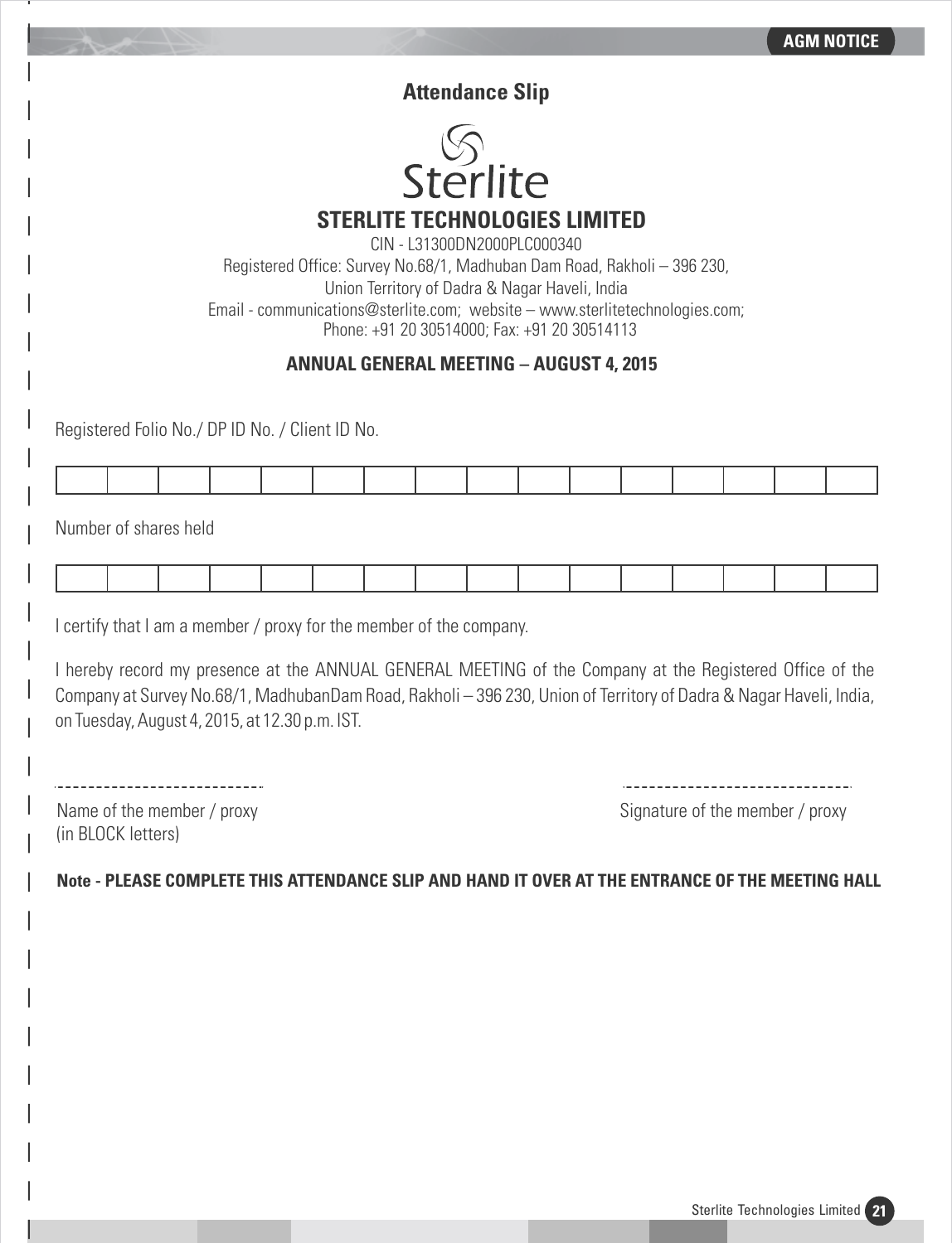# Attendance Slip

Sterlite

## STERLITE TECHNOLOGIES LIMITED

CIN - L31300DN2000PLC000340
Registered Office: Survey No.68/1, Madhuban Dam Road, Rakholi – 396 230,
Union Territory of Dadra & Nagar Haveli, India
Email - communications@sterlite.com; website – www.sterlitetechnologies.com;
Phone: +91 20 30514000; Fax: +91 20 30514113

**ANNUAL GENERAL MEETING – AUGUST 4, 2015**

Registered Folio No./ DP ID No. / Client ID No.

| | | | | | | | | | | | | | | | |
|---|---|---|---|---|---|---|---|---|---|---|---|---|---|---|---|
| | | | | | | | | | | | | | | | |

Number of shares held

| | | | | | | | | | | | | | | | |
|---|---|---|---|---|---|---|---|---|---|---|---|---|---|---|---|
| | | | | | | | | | | | | | | | |

I certify that I am a member / proxy for the member of the company.

I hereby record my presence at the ANNUAL GENERAL MEETING of the Company at the Registered Office of the Company at Survey No.68/1, MadhubanDam Road, Rakholi – 396 230, Union of Territory of Dadra & Nagar Haveli, India, on Tuesday, August 4, 2015, at 12.30 p.m. IST.

---------------------------- ----------------------------

Name of the member / proxy (in BLOCK letters) Signature of the member / proxy

**Note - PLEASE COMPLETE THIS ATTENDANCE SLIP AND HAND IT OVER AT THE ENTRANCE OF THE MEETING HALL**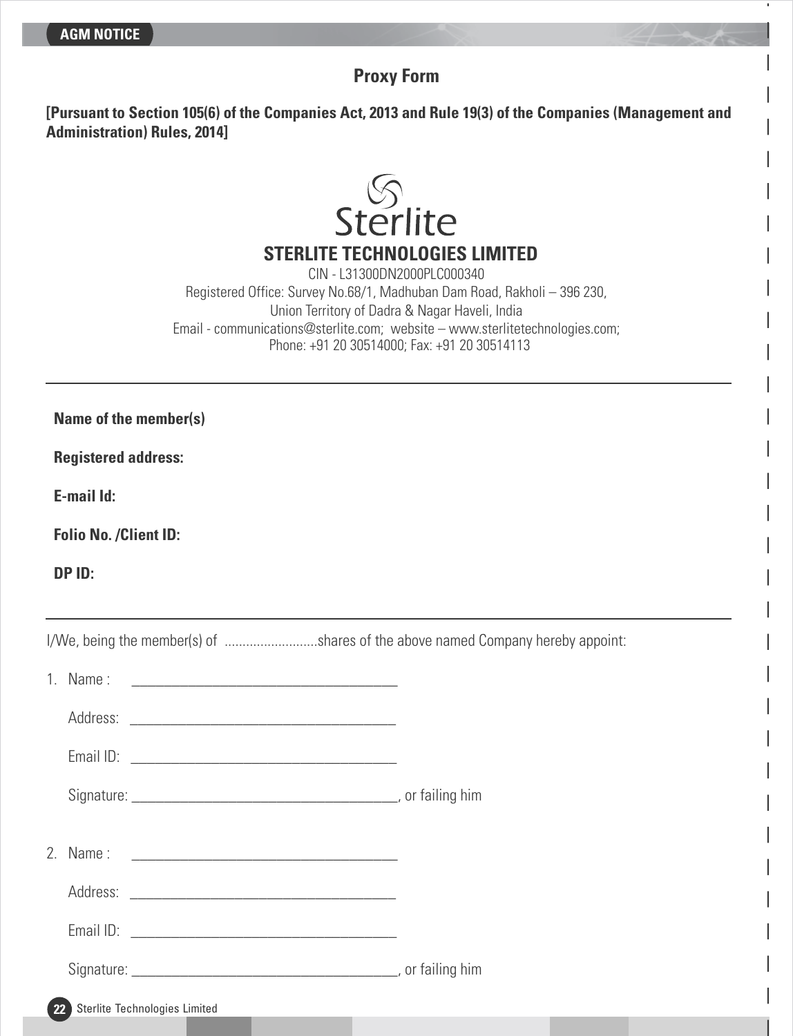## Proxy Form

**[Pursuant to Section 105(6) of the Companies Act, 2013 and Rule 19(3) of the Companies (Management and Administration) Rules, 2014]**

# STERLITE TECHNOLOGIES LIMITED

CIN - L31300DN2000PLC000340
Registered Office: Survey No.68/1, Madhuban Dam Road, Rakholi – 396 230,
Union Territory of Dadra & Nagar Haveli, India
Email - communications@sterlite.com; website – www.sterlitetechnologies.com;
Phone: +91 20 30514000; Fax: +91 20 30514113

---

**Name of the member(s)**

**Registered address:**

**E-mail Id:**

**Folio No. /Client ID:**

**DP ID:**

---

I/We, being the member(s) of ..........................shares of the above named Company hereby appoint:

1. Name : ____________________________________

   Address: ____________________________________

   Email ID: ____________________________________

   Signature: ____________________________________, or failing him

2. Name : ____________________________________

   Address: ____________________________________

   Email ID: ____________________________________

   Signature: ____________________________________, or failing him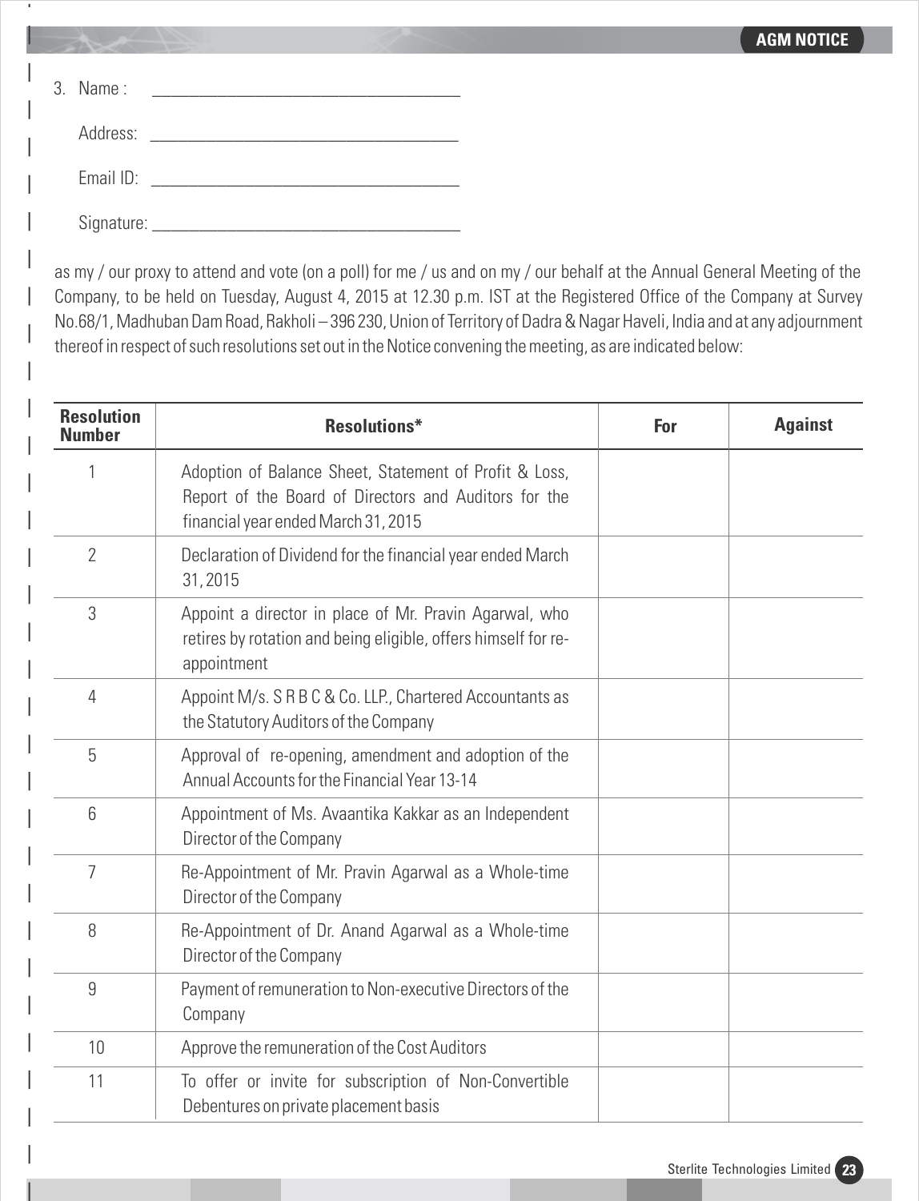3. Name : ____________________________________

   Address: ____________________________________

   Email ID: ____________________________________

   Signature: ____________________________________

as my / our proxy to attend and vote (on a poll) for me / us and on my / our behalf at the Annual General Meeting of the Company, to be held on Tuesday, August 4, 2015 at 12.30 p.m. IST at the Registered Office of the Company at Survey No.68/1, Madhuban Dam Road, Rakholi – 396 230, Union of Territory of Dadra & Nagar Haveli, India and at any adjournment thereof in respect of such resolutions set out in the Notice convening the meeting, as are indicated below:

| Resolution Number | Resolutions* | For | Against |
|---|---|---|---|
| 1 | Adoption of Balance Sheet, Statement of Profit & Loss, Report of the Board of Directors and Auditors for the financial year ended March 31, 2015 | | |
| 2 | Declaration of Dividend for the financial year ended March 31, 2015 | | |
| 3 | Appoint a director in place of Mr. Pravin Agarwal, who retires by rotation and being eligible, offers himself for re-appointment | | |
| 4 | Appoint M/s. S R B C & Co. LLP., Chartered Accountants as the Statutory Auditors of the Company | | |
| 5 | Approval of re-opening, amendment and adoption of the Annual Accounts for the Financial Year 13-14 | | |
| 6 | Appointment of Ms. Avaantika Kakkar as an Independent Director of the Company | | |
| 7 | Re-Appointment of Mr. Pravin Agarwal as a Whole-time Director of the Company | | |
| 8 | Re-Appointment of Dr. Anand Agarwal as a Whole-time Director of the Company | | |
| 9 | Payment of remuneration to Non-executive Directors of the Company | | |
| 10 | Approve the remuneration of the Cost Auditors | | |
| 11 | To offer or invite for subscription of Non-Convertible Debentures on private placement basis | | |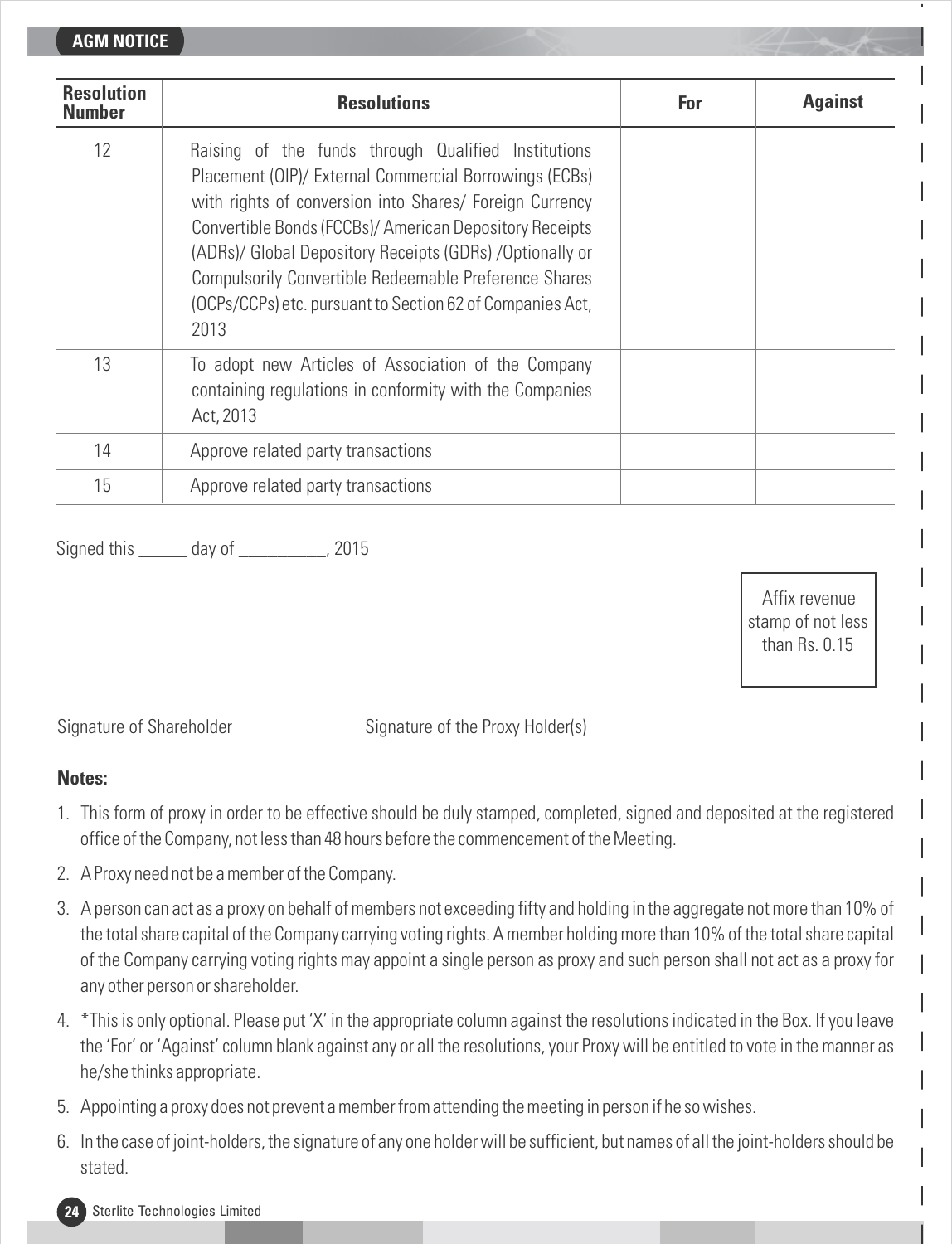| Resolution Number | Resolutions | For | Against |
|---|---|---|---|
| 12 | Raising of the funds through Qualified Institutions Placement (QIP)/ External Commercial Borrowings (ECBs) with rights of conversion into Shares/ Foreign Currency Convertible Bonds (FCCBs)/ American Depository Receipts (ADRs)/ Global Depository Receipts (GDRs) /Optionally or Compulsorily Convertible Redeemable Preference Shares (OCPs/CCPs) etc. pursuant to Section 62 of Companies Act, 2013 | | |
| 13 | To adopt new Articles of Association of the Company containing regulations in conformity with the Companies Act, 2013 | | |
| 14 | Approve related party transactions | | |
| 15 | Approve related party transactions | | |

Signed this ______ day of __________, 2015

Affix revenue stamp of not less than Rs. 0.15

Signature of Shareholder

Signature of the Proxy Holder(s)

**Notes:**

1. This form of proxy in order to be effective should be duly stamped, completed, signed and deposited at the registered office of the Company, not less than 48 hours before the commencement of the Meeting.
2. A Proxy need not be a member of the Company.
3. A person can act as a proxy on behalf of members not exceeding fifty and holding in the aggregate not more than 10% of the total share capital of the Company carrying voting rights. A member holding more than 10% of the total share capital of the Company carrying voting rights may appoint a single person as proxy and such person shall not act as a proxy for any other person or shareholder.
4. *This is only optional. Please put 'X' in the appropriate column against the resolutions indicated in the Box. If you leave the 'For' or 'Against' column blank against any or all the resolutions, your Proxy will be entitled to vote in the manner as he/she thinks appropriate.
5. Appointing a proxy does not prevent a member from attending the meeting in person if he so wishes.
6. In the case of joint-holders, the signature of any one holder will be sufficient, but names of all the joint-holders should be stated.